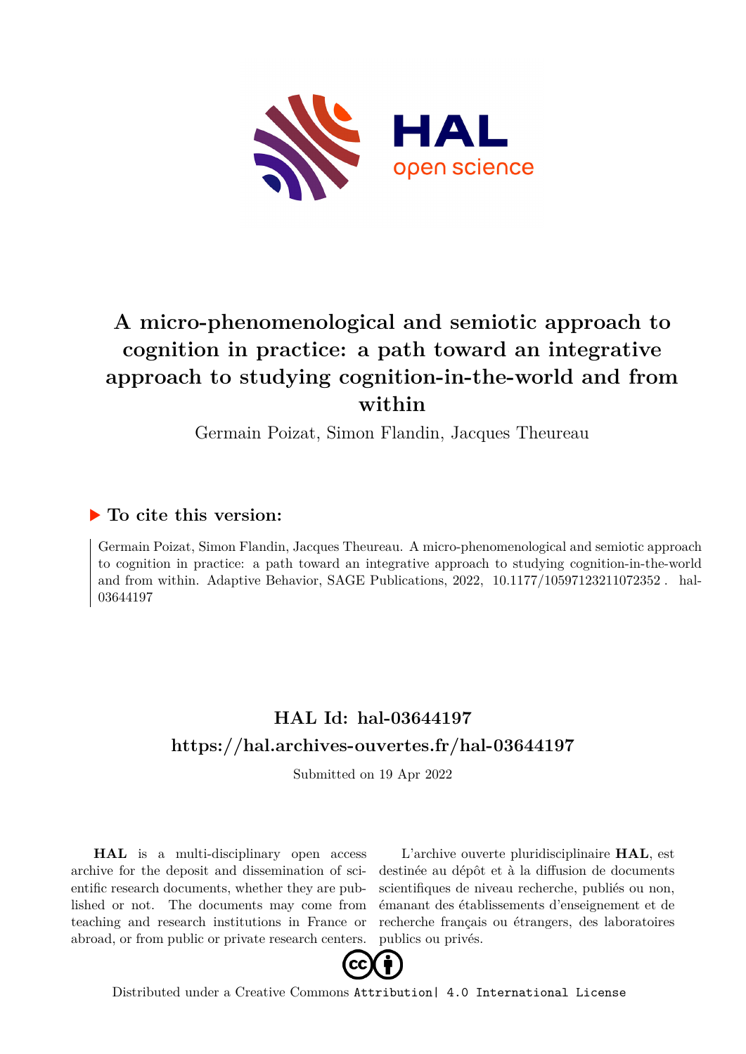# A micro-phenomenological and semiotic approach to cognition in practice: a path toward an integrative approach to studying cognition-in-the-world and from within

Germain Poizat, Simon Flandin, Jacques Theureau

## ▶ To cite this version:

Germain Poizat, Simon Flandin, Jacques Theureau. A micro-phenomenological and semiotic approach to cognition in practice: a path toward an integrative approach to studying cognition-in-the-world and from within. Adaptive Behavior, SAGE Publications, 2022, 10.1177/10597123211072352. hal-03644197

## HAL Id: hal-03644197
## https://hal.archives-ouvertes.fr/hal-03644197

Submitted on 19 Apr 2022

**HAL** is a multi-disciplinary open access archive for the deposit and dissemination of scientific research documents, whether they are published or not. The documents may come from teaching and research institutions in France or abroad, or from public or private research centers.

L'archive ouverte pluridisciplinaire **HAL**, est destinée au dépôt et à la diffusion de documents scientifiques de niveau recherche, publiés ou non, émanant des établissements d'enseignement et de recherche français ou étrangers, des laboratoires publics ou privés.

Distributed under a Creative Commons Attribution| 4.0 International License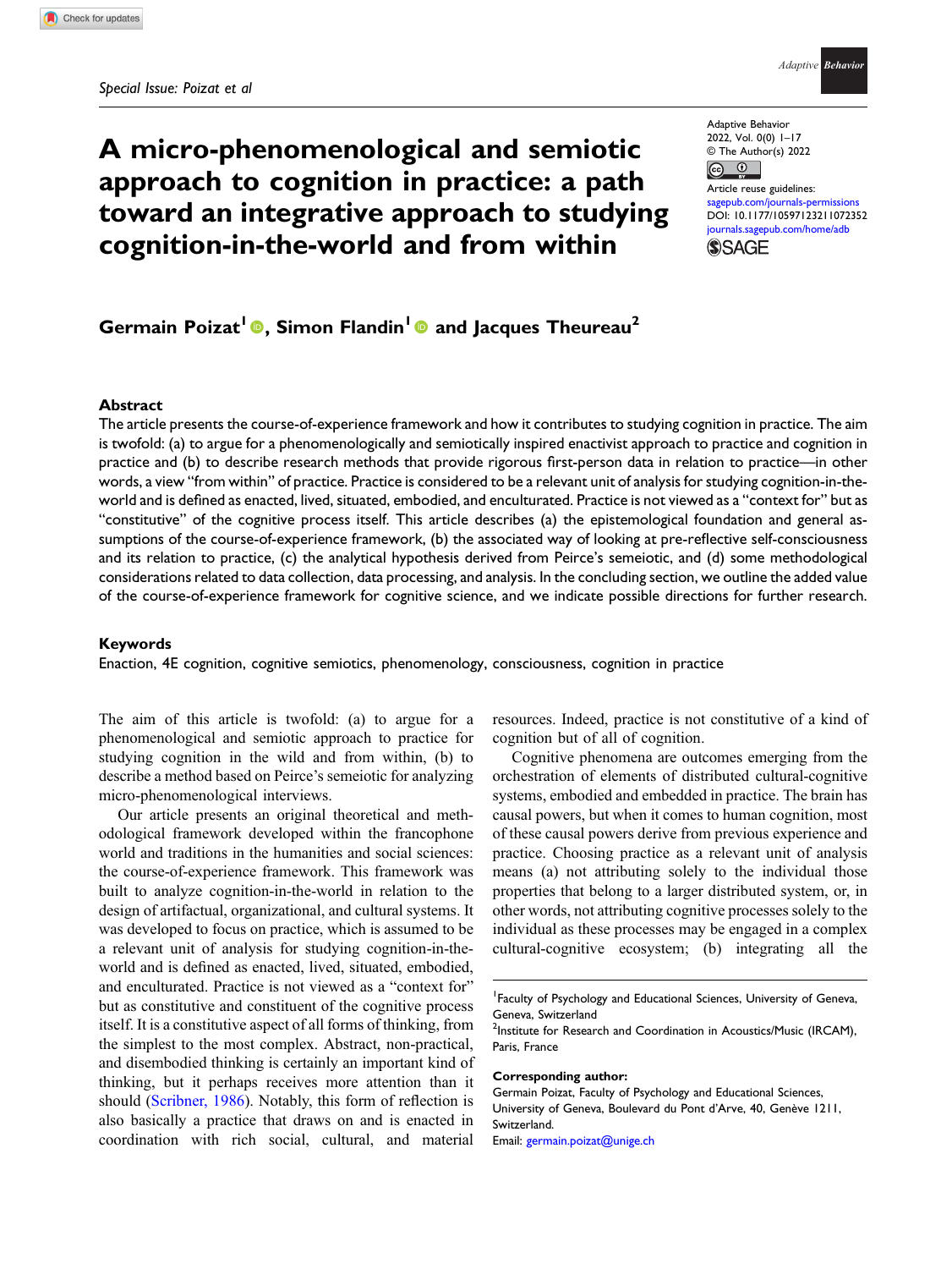Special Issue: Poizat et al

# A micro-phenomenological and semiotic approach to cognition in practice: a path toward an integrative approach to studying cognition-in-the-world and from within

Adaptive Behavior
2022, Vol. 0(0) 1–17
© The Author(s) 2022
Article reuse guidelines:
sagepub.com/journals-permissions
DOI: 10.1177/10597123211072352
journals.sagepub.com/home/adb

**Germain Poizat[1], Simon Flandin[1] and Jacques Theureau[2]**

## Abstract

The article presents the course-of-experience framework and how it contributes to studying cognition in practice. The aim is twofold: (a) to argue for a phenomenologically and semiotically inspired enactivist approach to practice and cognition in practice and (b) to describe research methods that provide rigorous first-person data in relation to practice—in other words, a view "from within" of practice. Practice is considered to be a relevant unit of analysis for studying cognition-in-the-world and is defined as enacted, lived, situated, embodied, and enculturated. Practice is not viewed as a "context for" but as "constitutive" of the cognitive process itself. This article describes (a) the epistemological foundation and general assumptions of the course-of-experience framework, (b) the associated way of looking at pre-reflective self-consciousness and its relation to practice, (c) the analytical hypothesis derived from Peirce's semeiotic, and (d) some methodological considerations related to data collection, data processing, and analysis. In the concluding section, we outline the added value of the course-of-experience framework for cognitive science, and we indicate possible directions for further research.

### Keywords

Enaction, 4E cognition, cognitive semiotics, phenomenology, consciousness, cognition in practice

The aim of this article is twofold: (a) to argue for a phenomenological and semiotic approach to practice for studying cognition in the wild and from within, (b) to describe a method based on Peirce's semeiotic for analyzing micro-phenomenological interviews.

Our article presents an original theoretical and methodological framework developed within the francophone world and traditions in the humanities and social sciences: the course-of-experience framework. This framework was built to analyze cognition-in-the-world in relation to the design of artifactual, organizational, and cultural systems. It was developed to focus on practice, which is assumed to be a relevant unit of analysis for studying cognition-in-the-world and is defined as enacted, lived, situated, embodied, and enculturated. Practice is not viewed as a "context for" but as constitutive and constituent of the cognitive process itself. It is a constitutive aspect of all forms of thinking, from the simplest to the most complex. Abstract, non-practical, and disembodied thinking is certainly an important kind of thinking, but it perhaps receives more attention than it should (Scribner, 1986). Notably, this form of reflection is also basically a practice that draws on and is enacted in coordination with rich social, cultural, and material resources. Indeed, practice is not constitutive of a kind of cognition but of all of cognition.

Cognitive phenomena are outcomes emerging from the orchestration of elements of distributed cultural-cognitive systems, embodied and embedded in practice. The brain has causal powers, but when it comes to human cognition, most of these causal powers derive from previous experience and practice. Choosing practice as a relevant unit of analysis means (a) not attributing solely to the individual those properties that belong to a larger distributed system, or, in other words, not attributing cognitive processes solely to the individual as these processes may be engaged in a complex cultural-cognitive ecosystem; (b) integrating all the

[1]Faculty of Psychology and Educational Sciences, University of Geneva, Geneva, Switzerland
[2]Institute for Research and Coordination in Acoustics/Music (IRCAM), Paris, France

**Corresponding author:**
Germain Poizat, Faculty of Psychology and Educational Sciences, University of Geneva, Boulevard du Pont d'Arve, 40, Genève 1211, Switzerland.
Email: germain.poizat@unige.ch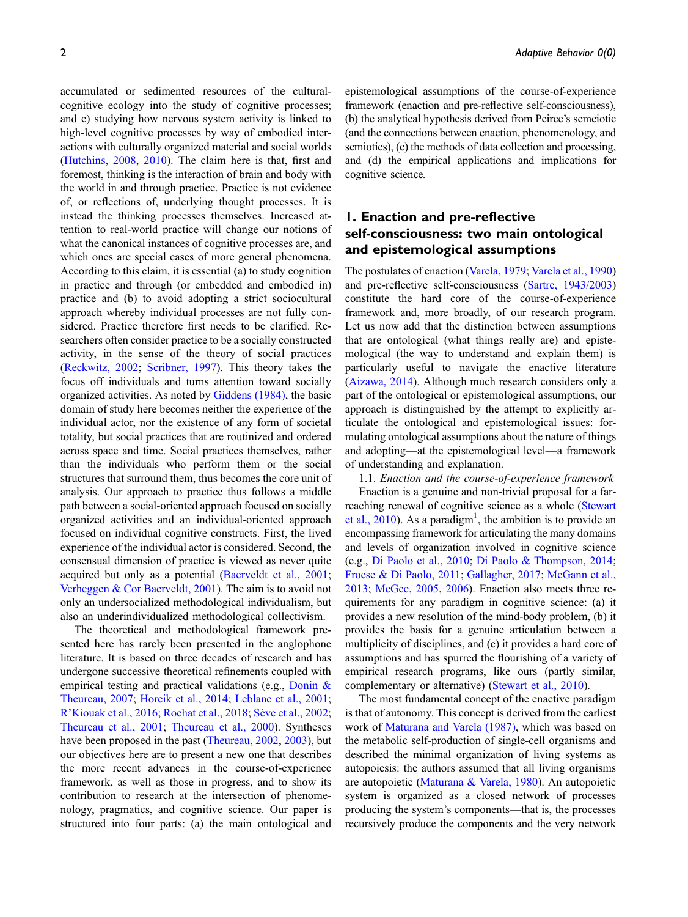accumulated or sedimented resources of the cultural-cognitive ecology into the study of cognitive processes; and c) studying how nervous system activity is linked to high-level cognitive processes by way of embodied interactions with culturally organized material and social worlds (Hutchins, 2008, 2010). The claim here is that, first and foremost, thinking is the interaction of brain and body with the world in and through practice. Practice is not evidence of, or reflections of, underlying thought processes. It is instead the thinking processes themselves. Increased attention to real-world practice will change our notions of what the canonical instances of cognitive processes are, and which ones are special cases of more general phenomena. According to this claim, it is essential (a) to study cognition in practice and through (or embedded and embodied in) practice and (b) to avoid adopting a strict sociocultural approach whereby individual processes are not fully considered. Practice therefore first needs to be clarified. Researchers often consider practice to be a socially constructed activity, in the sense of the theory of social practices (Reckwitz, 2002; Scribner, 1997). This theory takes the focus off individuals and turns attention toward socially organized activities. As noted by Giddens (1984), the basic domain of study here becomes neither the experience of the individual actor, nor the existence of any form of societal totality, but social practices that are routinized and ordered across space and time. Social practices themselves, rather than the individuals who perform them or the social structures that surround them, thus becomes the core unit of analysis. Our approach to practice thus follows a middle path between a social-oriented approach focused on socially organized activities and an individual-oriented approach focused on individual cognitive constructs. First, the lived experience of the individual actor is considered. Second, the consensual dimension of practice is viewed as never quite acquired but only as a potential (Baerveldt et al., 2001; Verheggen & Cor Baerveldt, 2001). The aim is to avoid not only an undersocialized methodological individualism, but also an underindividualized methodological collectivism.

The theoretical and methodological framework presented here has rarely been presented in the anglophone literature. It is based on three decades of research and has undergone successive theoretical refinements coupled with empirical testing and practical validations (e.g., Donin & Theureau, 2007; Horcik et al., 2014; Leblanc et al., 2001; R'Kiouak et al., 2016; Rochat et al., 2018; Sève et al., 2002; Theureau et al., 2001; Theureau et al., 2000). Syntheses have been proposed in the past (Theureau, 2002, 2003), but our objectives here are to present a new one that describes the more recent advances in the course-of-experience framework, as well as those in progress, and to show its contribution to research at the intersection of phenomenology, pragmatics, and cognitive science. Our paper is structured into four parts: (a) the main ontological and epistemological assumptions of the course-of-experience framework (enaction and pre-reflective self-consciousness), (b) the analytical hypothesis derived from Peirce's semeiotic (and the connections between enaction, phenomenology, and semiotics), (c) the methods of data collection and processing, and (d) the empirical applications and implications for cognitive science.

## 1. Enaction and pre-reflective self-consciousness: two main ontological and epistemological assumptions

The postulates of enaction (Varela, 1979; Varela et al., 1990) and pre-reflective self-consciousness (Sartre, 1943/2003) constitute the hard core of the course-of-experience framework and, more broadly, of our research program. Let us now add that the distinction between assumptions that are ontological (what things really are) and epistemological (the way to understand and explain them) is particularly useful to navigate the enactive literature (Aizawa, 2014). Although much research considers only a part of the ontological or epistemological assumptions, our approach is distinguished by the attempt to explicitly articulate the ontological and epistemological issues: formulating ontological assumptions about the nature of things and adopting—at the epistemological level—a framework of understanding and explanation.

### 1.1. *Enaction and the course-of-experience framework*

Enaction is a genuine and non-trivial proposal for a far-reaching renewal of cognitive science as a whole (Stewart et al., 2010). As a paradigm[1], the ambition is to provide an encompassing framework for articulating the many domains and levels of organization involved in cognitive science (e.g., Di Paolo et al., 2010; Di Paolo & Thompson, 2014; Froese & Di Paolo, 2011; Gallagher, 2017; McGann et al., 2013; McGee, 2005, 2006). Enaction also meets three requirements for any paradigm in cognitive science: (a) it provides a new resolution of the mind-body problem, (b) it provides the basis for a genuine articulation between a multiplicity of disciplines, and (c) it provides a hard core of assumptions and has spurred the flourishing of a variety of empirical research programs, like ours (partly similar, complementary or alternative) (Stewart et al., 2010).

The most fundamental concept of the enactive paradigm is that of autonomy. This concept is derived from the earliest work of Maturana and Varela (1987), which was based on the metabolic self-production of single-cell organisms and described the minimal organization of living systems as autopoiesis: the authors assumed that all living organisms are autopoietic (Maturana & Varela, 1980). An autopoietic system is organized as a closed network of processes producing the system's components—that is, the processes recursively produce the components and the very network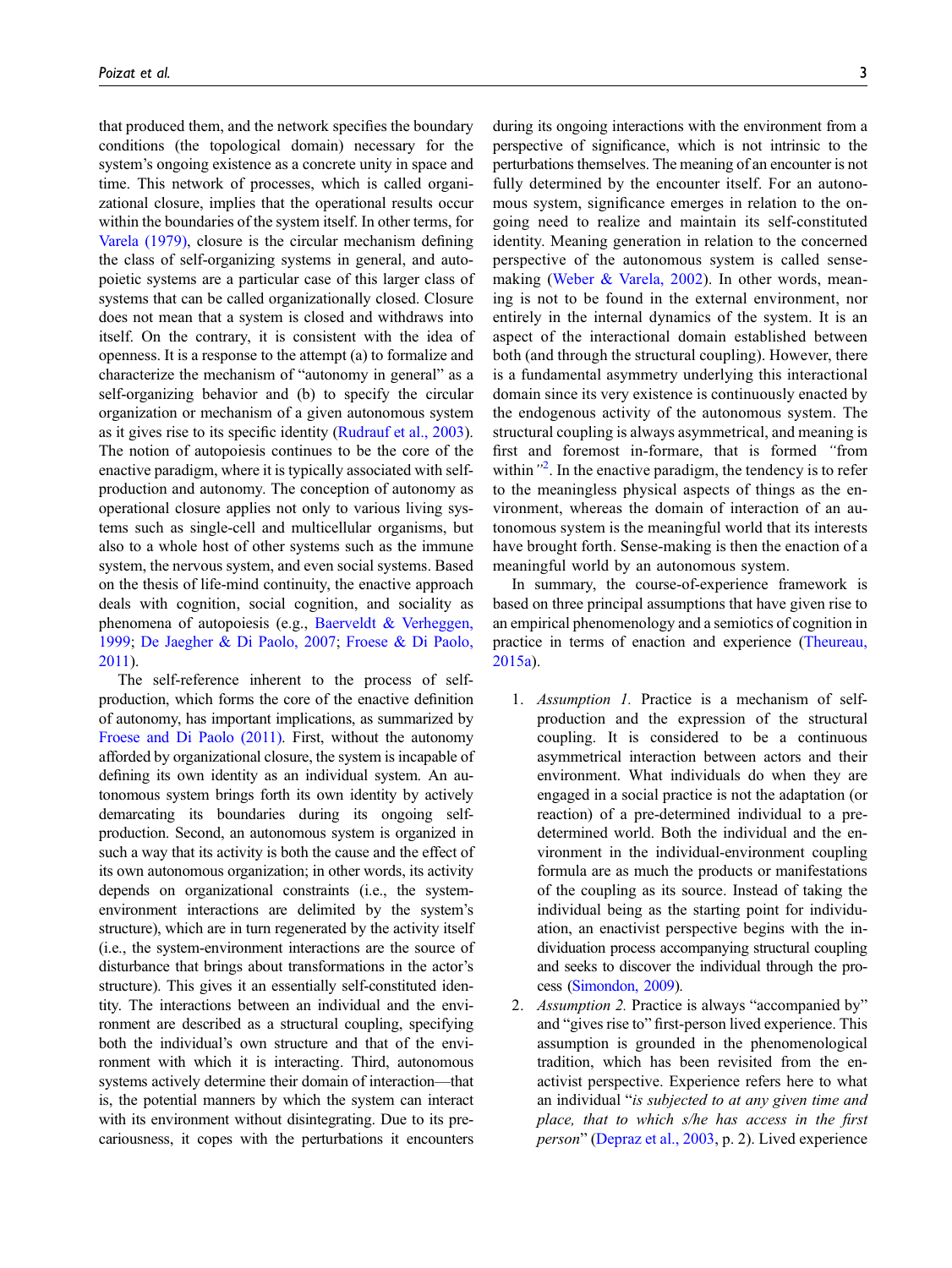that produced them, and the network specifies the boundary conditions (the topological domain) necessary for the system's ongoing existence as a concrete unity in space and time. This network of processes, which is called organizational closure, implies that the operational results occur within the boundaries of the system itself. In other terms, for Varela (1979), closure is the circular mechanism defining the class of self-organizing systems in general, and autopoietic systems are a particular case of this larger class of systems that can be called organizationally closed. Closure does not mean that a system is closed and withdraws into itself. On the contrary, it is consistent with the idea of openness. It is a response to the attempt (a) to formalize and characterize the mechanism of "autonomy in general" as a self-organizing behavior and (b) to specify the circular organization or mechanism of a given autonomous system as it gives rise to its specific identity (Rudrauf et al., 2003). The notion of autopoiesis continues to be the core of the enactive paradigm, where it is typically associated with self-production and autonomy. The conception of autonomy as operational closure applies not only to various living systems such as single-cell and multicellular organisms, but also to a whole host of other systems such as the immune system, the nervous system, and even social systems. Based on the thesis of life-mind continuity, the enactive approach deals with cognition, social cognition, and sociality as phenomena of autopoiesis (e.g., Baerveldt & Verheggen, 1999; De Jaegher & Di Paolo, 2007; Froese & Di Paolo, 2011).

The self-reference inherent to the process of self-production, which forms the core of the enactive definition of autonomy, has important implications, as summarized by Froese and Di Paolo (2011). First, without the autonomy afforded by organizational closure, the system is incapable of defining its own identity as an individual system. An autonomous system brings forth its own identity by actively demarcating its boundaries during its ongoing self-production. Second, an autonomous system is organized in such a way that its activity is both the cause and the effect of its own autonomous organization; in other words, its activity depends on organizational constraints (i.e., the system-environment interactions are delimited by the system's structure), which are in turn regenerated by the activity itself (i.e., the system-environment interactions are the source of disturbance that brings about transformations in the actor's structure). This gives it an essentially self-constituted identity. The interactions between an individual and the environment are described as a structural coupling, specifying both the individual's own structure and that of the environment with which it is interacting. Third, autonomous systems actively determine their domain of interaction—that is, the potential manners by which the system can interact with its environment without disintegrating. Due to its precariousness, it copes with the perturbations it encounters during its ongoing interactions with the environment from a perspective of significance, which is not intrinsic to the perturbations themselves. The meaning of an encounter is not fully determined by the encounter itself. For an autonomous system, significance emerges in relation to the ongoing need to realize and maintain its self-constituted identity. Meaning generation in relation to the concerned perspective of the autonomous system is called sense-making (Weber & Varela, 2002). In other words, meaning is not to be found in the external environment, nor entirely in the internal dynamics of the system. It is an aspect of the interactional domain established between both (and through the structural coupling). However, there is a fundamental asymmetry underlying this interactional domain since its very existence is continuously enacted by the endogenous activity of the autonomous system. The structural coupling is always asymmetrical, and meaning is first and foremost in-formare, that is formed *"from within"*[2]. In the enactive paradigm, the tendency is to refer to the meaningless physical aspects of things as the environment, whereas the domain of interaction of an autonomous system is the meaningful world that its interests have brought forth. Sense-making is then the enaction of a meaningful world by an autonomous system.

In summary, the course-of-experience framework is based on three principal assumptions that have given rise to an empirical phenomenology and a semiotics of cognition in practice in terms of enaction and experience (Theureau, 2015a).

1. *Assumption 1.* Practice is a mechanism of self-production and the expression of the structural coupling. It is considered to be a continuous asymmetrical interaction between actors and their environment. What individuals do when they are engaged in a social practice is not the adaptation (or reaction) of a pre-determined individual to a pre-determined world. Both the individual and the environment in the individual-environment coupling formula are as much the products or manifestations of the coupling as its source. Instead of taking the individual being as the starting point for individuation, an enactivist perspective begins with the individuation process accompanying structural coupling and seeks to discover the individual through the process (Simondon, 2009).
2. *Assumption 2.* Practice is always "accompanied by" and "gives rise to" first-person lived experience. This assumption is grounded in the phenomenological tradition, which has been revisited from the enactivist perspective. Experience refers here to what an individual "*is subjected to at any given time and place, that to which s/he has access in the first person*" (Depraz et al., 2003, p. 2). Lived experience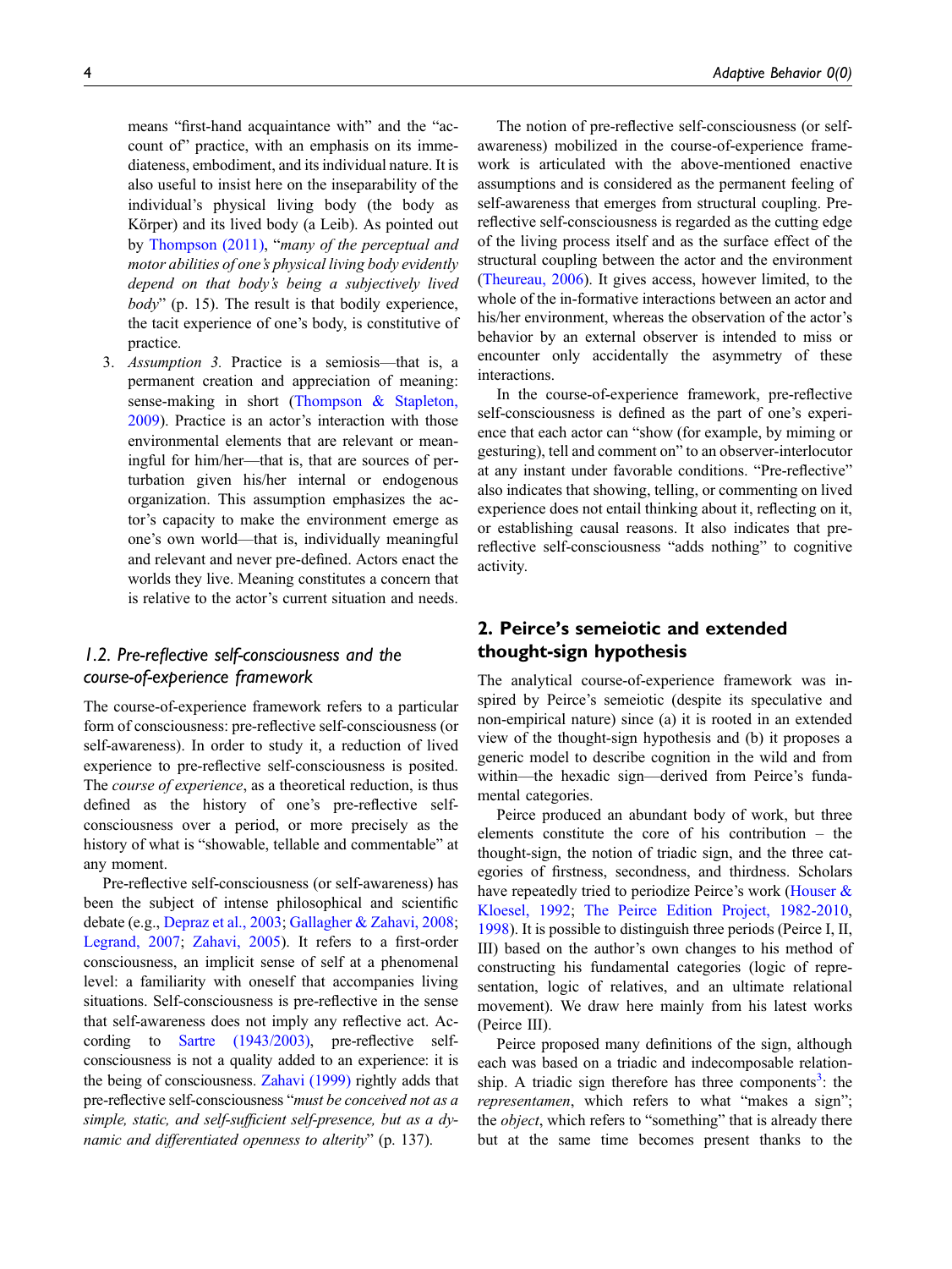means "first-hand acquaintance with" and the "account of" practice, with an emphasis on its immediateness, embodiment, and its individual nature. It is also useful to insist here on the inseparability of the individual's physical living body (the body as Körper) and its lived body (a Leib). As pointed out by Thompson (2011), "*many of the perceptual and motor abilities of one's physical living body evidently depend on that body's being a subjectively lived body*" (p. 15). The result is that bodily experience, the tacit experience of one's body, is constitutive of practice.

3. *Assumption 3.* Practice is a semiosis—that is, a permanent creation and appreciation of meaning: sense-making in short (Thompson & Stapleton, 2009). Practice is an actor's interaction with those environmental elements that are relevant or meaningful for him/her—that is, that are sources of perturbation given his/her internal or endogenous organization. This assumption emphasizes the actor's capacity to make the environment emerge as one's own world—that is, individually meaningful and relevant and never pre-defined. Actors enact the worlds they live. Meaning constitutes a concern that is relative to the actor's current situation and needs.

### 1.2. Pre-reflective self-consciousness and the course-of-experience framework

The course-of-experience framework refers to a particular form of consciousness: pre-reflective self-consciousness (or self-awareness). In order to study it, a reduction of lived experience to pre-reflective self-consciousness is posited. The *course of experience*, as a theoretical reduction, is thus defined as the history of one's pre-reflective self-consciousness over a period, or more precisely as the history of what is "showable, tellable and commentable" at any moment.

Pre-reflective self-consciousness (or self-awareness) has been the subject of intense philosophical and scientific debate (e.g., Depraz et al., 2003; Gallagher & Zahavi, 2008; Legrand, 2007; Zahavi, 2005). It refers to a first-order consciousness, an implicit sense of self at a phenomenal level: a familiarity with oneself that accompanies living situations. Self-consciousness is pre-reflective in the sense that self-awareness does not imply any reflective act. According to Sartre (1943/2003), pre-reflective self-consciousness is not a quality added to an experience: it is the being of consciousness. Zahavi (1999) rightly adds that pre-reflective self-consciousness "*must be conceived not as a simple, static, and self-sufficient self-presence, but as a dynamic and differentiated openness to alterity*" (p. 137).

The notion of pre-reflective self-consciousness (or self-awareness) mobilized in the course-of-experience framework is articulated with the above-mentioned enactive assumptions and is considered as the permanent feeling of self-awareness that emerges from structural coupling. Pre-reflective self-consciousness is regarded as the cutting edge of the living process itself and as the surface effect of the structural coupling between the actor and the environment (Theureau, 2006). It gives access, however limited, to the whole of the in-formative interactions between an actor and his/her environment, whereas the observation of the actor's behavior by an external observer is intended to miss or encounter only accidentally the asymmetry of these interactions.

In the course-of-experience framework, pre-reflective self-consciousness is defined as the part of one's experience that each actor can "show (for example, by miming or gesturing), tell and comment on" to an observer-interlocutor at any instant under favorable conditions. "Pre-reflective" also indicates that showing, telling, or commenting on lived experience does not entail thinking about it, reflecting on it, or establishing causal reasons. It also indicates that pre-reflective self-consciousness "adds nothing" to cognitive activity.

## 2. Peirce's semeiotic and extended thought-sign hypothesis

The analytical course-of-experience framework was inspired by Peirce's semeiotic (despite its speculative and non-empirical nature) since (a) it is rooted in an extended view of the thought-sign hypothesis and (b) it proposes a generic model to describe cognition in the wild and from within—the hexadic sign—derived from Peirce's fundamental categories.

Peirce produced an abundant body of work, but three elements constitute the core of his contribution – the thought-sign, the notion of triadic sign, and the three categories of firstness, secondness, and thirdness. Scholars have repeatedly tried to periodize Peirce's work (Houser & Kloesel, 1992; The Peirce Edition Project, 1982-2010, 1998). It is possible to distinguish three periods (Peirce I, II, III) based on the author's own changes to his method of constructing his fundamental categories (logic of representation, logic of relatives, and an ultimate relational movement). We draw here mainly from his latest works (Peirce III).

Peirce proposed many definitions of the sign, although each was based on a triadic and indecomposable relationship. A triadic sign therefore has three components[3]: the *representamen*, which refers to what "makes a sign"; the *object*, which refers to "something" that is already there but at the same time becomes present thanks to the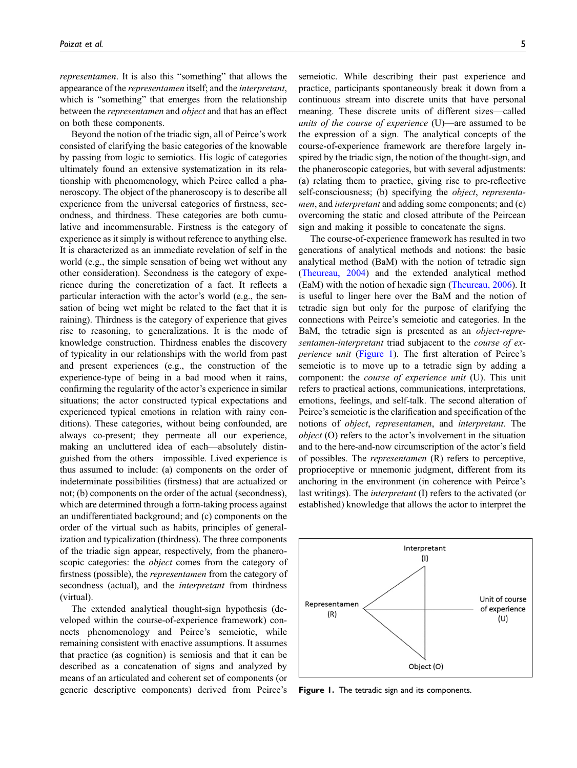*representamen*. It is also this "something" that allows the appearance of the *representamen* itself; and the *interpretant*, which is "something" that emerges from the relationship between the *representamen* and *object* and that has an effect on both these components.

Beyond the notion of the triadic sign, all of Peirce's work consisted of clarifying the basic categories of the knowable by passing from logic to semiotics. His logic of categories ultimately found an extensive systematization in its relationship with phenomenology, which Peirce called a phaneroscopy. The object of the phaneroscopy is to describe all experience from the universal categories of firstness, secondness, and thirdness. These categories are both cumulative and incommensurable. Firstness is the category of experience as it simply is without reference to anything else. It is characterized as an immediate revelation of self in the world (e.g., the simple sensation of being wet without any other consideration). Secondness is the category of experience during the concretization of a fact. It reflects a particular interaction with the actor's world (e.g., the sensation of being wet might be related to the fact that it is raining). Thirdness is the category of experience that gives rise to reasoning, to generalizations. It is the mode of knowledge construction. Thirdness enables the discovery of typicality in our relationships with the world from past and present experiences (e.g., the construction of the experience-type of being in a bad mood when it rains, confirming the regularity of the actor's experience in similar situations; the actor constructed typical expectations and experienced typical emotions in relation with rainy conditions). These categories, without being confounded, are always co-present; they permeate all our experience, making an uncluttered idea of each—absolutely distinguished from the others—impossible. Lived experience is thus assumed to include: (a) components on the order of indeterminate possibilities (firstness) that are actualized or not; (b) components on the order of the actual (secondness), which are determined through a form-taking process against an undifferentiated background; and (c) components on the order of the virtual such as habits, principles of generalization and typicalization (thirdness). The three components of the triadic sign appear, respectively, from the phaneroscopic categories: the *object* comes from the category of firstness (possible), the *representamen* from the category of secondness (actual), and the *interpretant* from thirdness (virtual).

The extended analytical thought-sign hypothesis (developed within the course-of-experience framework) connects phenomenology and Peirce's semeiotic, while remaining consistent with enactive assumptions. It assumes that practice (as cognition) is semiosis and that it can be described as a concatenation of signs and analyzed by means of an articulated and coherent set of components (or generic descriptive components) derived from Peirce's semeiotic. While describing their past experience and practice, participants spontaneously break it down from a continuous stream into discrete units that have personal meaning. These discrete units of different sizes—called *units of the course of experience* (U)—are assumed to be the expression of a sign. The analytical concepts of the course-of-experience framework are therefore largely inspired by the triadic sign, the notion of the thought-sign, and the phaneroscopic categories, but with several adjustments: (a) relating them to practice, giving rise to pre-reflective self-consciousness; (b) specifying the *object*, *representamen*, and *interpretant* and adding some components; and (c) overcoming the static and closed attribute of the Peircean sign and making it possible to concatenate the signs.

The course-of-experience framework has resulted in two generations of analytical methods and notions: the basic analytical method (BaM) with the notion of tetradic sign (Theureau, 2004) and the extended analytical method (EaM) with the notion of hexadic sign (Theureau, 2006). It is useful to linger here over the BaM and the notion of tetradic sign but only for the purpose of clarifying the connections with Peirce's semeiotic and categories. In the BaM, the tetradic sign is presented as an *object-representamen-interpretant* triad subjacent to the *course of experience unit* (Figure 1). The first alteration of Peirce's semeiotic is to move up to a tetradic sign by adding a component: the *course of experience unit* (U). This unit refers to practical actions, communications, interpretations, emotions, feelings, and self-talk. The second alteration of Peirce's semeiotic is the clarification and specification of the notions of *object*, *representamen*, and *interpretant*. The *object* (O) refers to the actor's involvement in the situation and to the here-and-now circumscription of the actor's field of possibles. The *representamen* (R) refers to perceptive, proprioceptive or mnemonic judgment, different from its anchoring in the environment (in coherence with Peirce's last writings). The *interpretant* (I) refers to the activated (or established) knowledge that allows the actor to interpret the

Interpretant (I)

Representamen (R)

Unit of course of experience (U)

Object (O)

**Figure 1.** The tetradic sign and its components.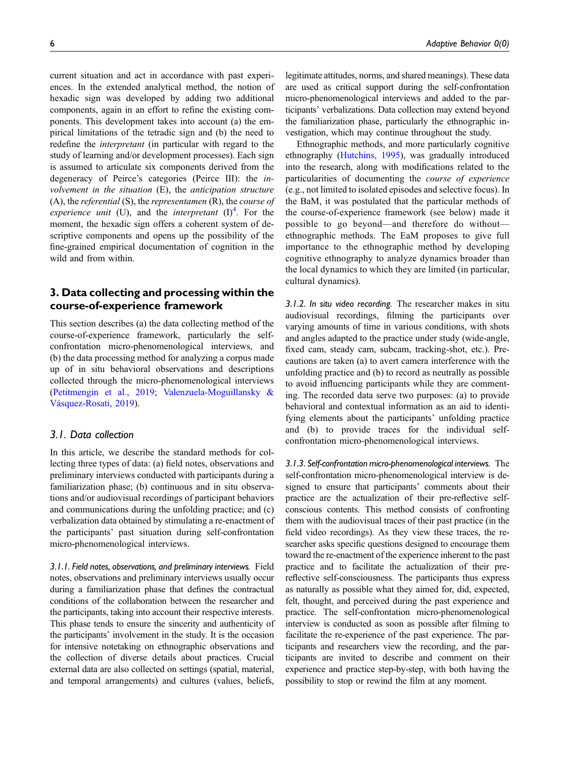current situation and act in accordance with past experiences. In the extended analytical method, the notion of hexadic sign was developed by adding two additional components, again in an effort to refine the existing components. This development takes into account (a) the empirical limitations of the tetradic sign and (b) the need to redefine the *interpretant* (in particular with regard to the study of learning and/or development processes). Each sign is assumed to articulate six components derived from the degeneracy of Peirce's categories (Peirce III): the *involvement in the situation* (E), the *anticipation structure* (A), the *referential* (S), the *representamen* (R), the *course of experience unit* (U), and the *interpretant* (I)[4]. For the moment, the hexadic sign offers a coherent system of descriptive components and opens up the possibility of the fine-grained empirical documentation of cognition in the wild and from within.

## 3. Data collecting and processing within the course-of-experience framework

This section describes (a) the data collecting method of the course-of-experience framework, particularly the self-confrontation micro-phenomenological interviews, and (b) the data processing method for analyzing a corpus made up of in situ behavioral observations and descriptions collected through the micro-phenomenological interviews (Petitmengin et al., 2019; Valenzuela-Moguillansky & Vásquez-Rosati, 2019).

### 3.1. Data collection

In this article, we describe the standard methods for collecting three types of data: (a) field notes, observations and preliminary interviews conducted with participants during a familiarization phase; (b) continuous and in situ observations and/or audiovisual recordings of participant behaviors and communications during the unfolding practice; and (c) verbalization data obtained by stimulating a re-enactment of the participants' past situation during self-confrontation micro-phenomenological interviews.

#### 3.1.1. Field notes, observations, and preliminary interviews.

Field notes, observations and preliminary interviews usually occur during a familiarization phase that defines the contractual conditions of the collaboration between the researcher and the participants, taking into account their respective interests. This phase tends to ensure the sincerity and authenticity of the participants' involvement in the study. It is the occasion for intensive notetaking on ethnographic observations and the collection of diverse details about practices. Crucial external data are also collected on settings (spatial, material, and temporal arrangements) and cultures (values, beliefs, legitimate attitudes, norms, and shared meanings). These data are used as critical support during the self-confrontation micro-phenomenological interviews and added to the participants' verbalizations. Data collection may extend beyond the familiarization phase, particularly the ethnographic investigation, which may continue throughout the study.

Ethnographic methods, and more particularly cognitive ethnography (Hutchins, 1995), was gradually introduced into the research, along with modifications related to the particularities of documenting the *course of experience* (e.g., not limited to isolated episodes and selective focus). In the BaM, it was postulated that the particular methods of the course-of-experience framework (see below) made it possible to go beyond—and therefore do without—ethnographic methods. The EaM proposes to give full importance to the ethnographic method by developing cognitive ethnography to analyze dynamics broader than the local dynamics to which they are limited (in particular, cultural dynamics).

#### 3.1.2. In situ video recording.

The researcher makes in situ audiovisual recordings, filming the participants over varying amounts of time in various conditions, with shots and angles adapted to the practice under study (wide-angle, fixed cam, steady cam, subcam, tracking-shot, etc.). Precautions are taken (a) to avert camera interference with the unfolding practice and (b) to record as neutrally as possible to avoid influencing participants while they are commenting. The recorded data serve two purposes: (a) to provide behavioral and contextual information as an aid to identifying elements about the participants' unfolding practice and (b) to provide traces for the individual self-confrontation micro-phenomenological interviews.

#### 3.1.3. Self-confrontation micro-phenomenological interviews.

The self-confrontation micro-phenomenological interview is designed to ensure that participants' comments about their practice are the actualization of their pre-reflective self-conscious contents. This method consists of confronting them with the audiovisual traces of their past practice (in the field video recordings). As they view these traces, the researcher asks specific questions designed to encourage them toward the re-enactment of the experience inherent to the past practice and to facilitate the actualization of their pre-reflective self-consciousness. The participants thus express as naturally as possible what they aimed for, did, expected, felt, thought, and perceived during the past experience and practice. The self-confrontation micro-phenomenological interview is conducted as soon as possible after filming to facilitate the re-experience of the past experience. The participants and researchers view the recording, and the participants are invited to describe and comment on their experience and practice step-by-step, with both having the possibility to stop or rewind the film at any moment.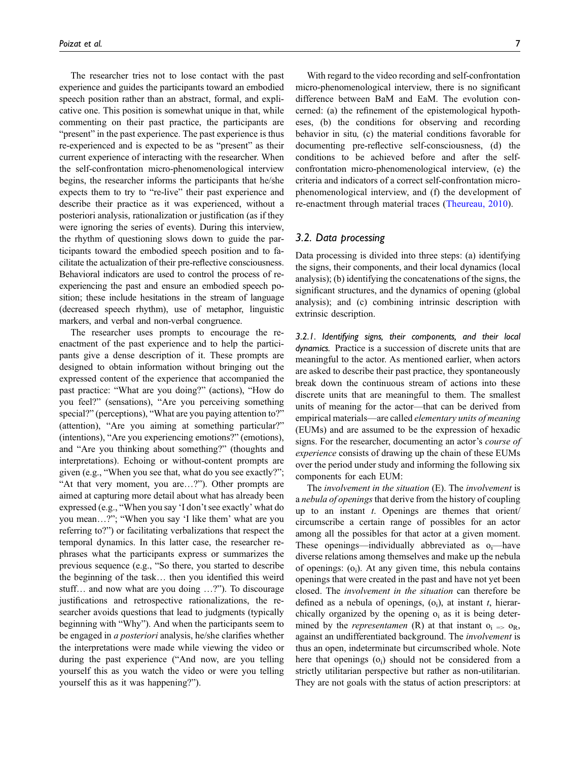The researcher tries not to lose contact with the past experience and guides the participants toward an embodied speech position rather than an abstract, formal, and explicative one. This position is somewhat unique in that, while commenting on their past practice, the participants are "present" in the past experience. The past experience is thus re-experienced and is expected to be as "present" as their current experience of interacting with the researcher. When the self-confrontation micro-phenomenological interview begins, the researcher informs the participants that he/she expects them to try to "re-live" their past experience and describe their practice as it was experienced, without a posteriori analysis, rationalization or justification (as if they were ignoring the series of events). During this interview, the rhythm of questioning slows down to guide the participants toward the embodied speech position and to facilitate the actualization of their pre-reflective consciousness. Behavioral indicators are used to control the process of re-experiencing the past and ensure an embodied speech position; these include hesitations in the stream of language (decreased speech rhythm), use of metaphor, linguistic markers, and verbal and non-verbal congruence.

The researcher uses prompts to encourage the re-enactment of the past experience and to help the participants give a dense description of it. These prompts are designed to obtain information without bringing out the expressed content of the experience that accompanied the past practice: "What are you doing?" (actions), "How do you feel?" (sensations), "Are you perceiving something special?" (perceptions), "What are you paying attention to?" (attention), "Are you aiming at something particular?" (intentions), "Are you experiencing emotions?" (emotions), and "Are you thinking about something?" (thoughts and interpretations). Echoing or without-content prompts are given (e.g., "When you see that, what do you see exactly?"; "At that very moment, you are…?"). Other prompts are aimed at capturing more detail about what has already been expressed (e.g., "When you say 'I don't see exactly' what do you mean…?"; "When you say 'I like them' what are you referring to?") or facilitating verbalizations that respect the temporal dynamics. In this latter case, the researcher rephrases what the participants express or summarizes the previous sequence (e.g., "So there, you started to describe the beginning of the task… then you identified this weird stuff… and now what are you doing …?"). To discourage justifications and retrospective rationalizations, the researcher avoids questions that lead to judgments (typically beginning with "Why"). And when the participants seem to be engaged in *a posteriori* analysis, he/she clarifies whether the interpretations were made while viewing the video or during the past experience ("And now, are you telling yourself this as you watch the video or were you telling yourself this as it was happening?").

With regard to the video recording and self-confrontation micro-phenomenological interview, there is no significant difference between BaM and EaM. The evolution concerned: (a) the refinement of the epistemological hypotheses, (b) the conditions for observing and recording behavior in situ, (c) the material conditions favorable for documenting pre-reflective self-consciousness, (d) the conditions to be achieved before and after the self-confrontation micro-phenomenological interview, (e) the criteria and indicators of a correct self-confrontation micro-phenomenological interview, and (f) the development of re-enactment through material traces (Theureau, 2010).

## 3.2. Data processing

Data processing is divided into three steps: (a) identifying the signs, their components, and their local dynamics (local analysis); (b) identifying the concatenations of the signs, the significant structures, and the dynamics of opening (global analysis); and (c) combining intrinsic description with extrinsic description.

### 3.2.1. Identifying signs, their components, and their local dynamics.

Practice is a succession of discrete units that are meaningful to the actor. As mentioned earlier, when actors are asked to describe their past practice, they spontaneously break down the continuous stream of actions into these discrete units that are meaningful to them. The smallest units of meaning for the actor—that can be derived from empirical materials—are called *elementary units of meaning* (EUMs) and are assumed to be the expression of hexadic signs. For the researcher, documenting an actor's *course of experience* consists of drawing up the chain of these EUMs over the period under study and informing the following six components for each EUM:

The *involvement in the situation* (E). The *involvement* is a *nebula of openings* that derive from the history of coupling up to an instant $t$. Openings are themes that orient/circumscribe a certain range of possibles for an actor among all the possibles for that actor at a given moment. These openings—individually abbreviated as $o_i$—have diverse relations among themselves and make up the nebula of openings: $(o_i)$. At any given time, this nebula contains openings that were created in the past and have not yet been closed. The *involvement in the situation* can therefore be defined as a nebula of openings, $(o_i)$, at instant $t$, hierarchically organized by the opening $o_i$ as it is being determined by the *representamen* (R) at that instant $o_i \Rightarrow o_R$, against an undifferentiated background. The *involvement* is thus an open, indeterminate but circumscribed whole. Note here that openings $(o_i)$ should not be considered from a strictly utilitarian perspective but rather as non-utilitarian. They are not goals with the status of action prescriptors: at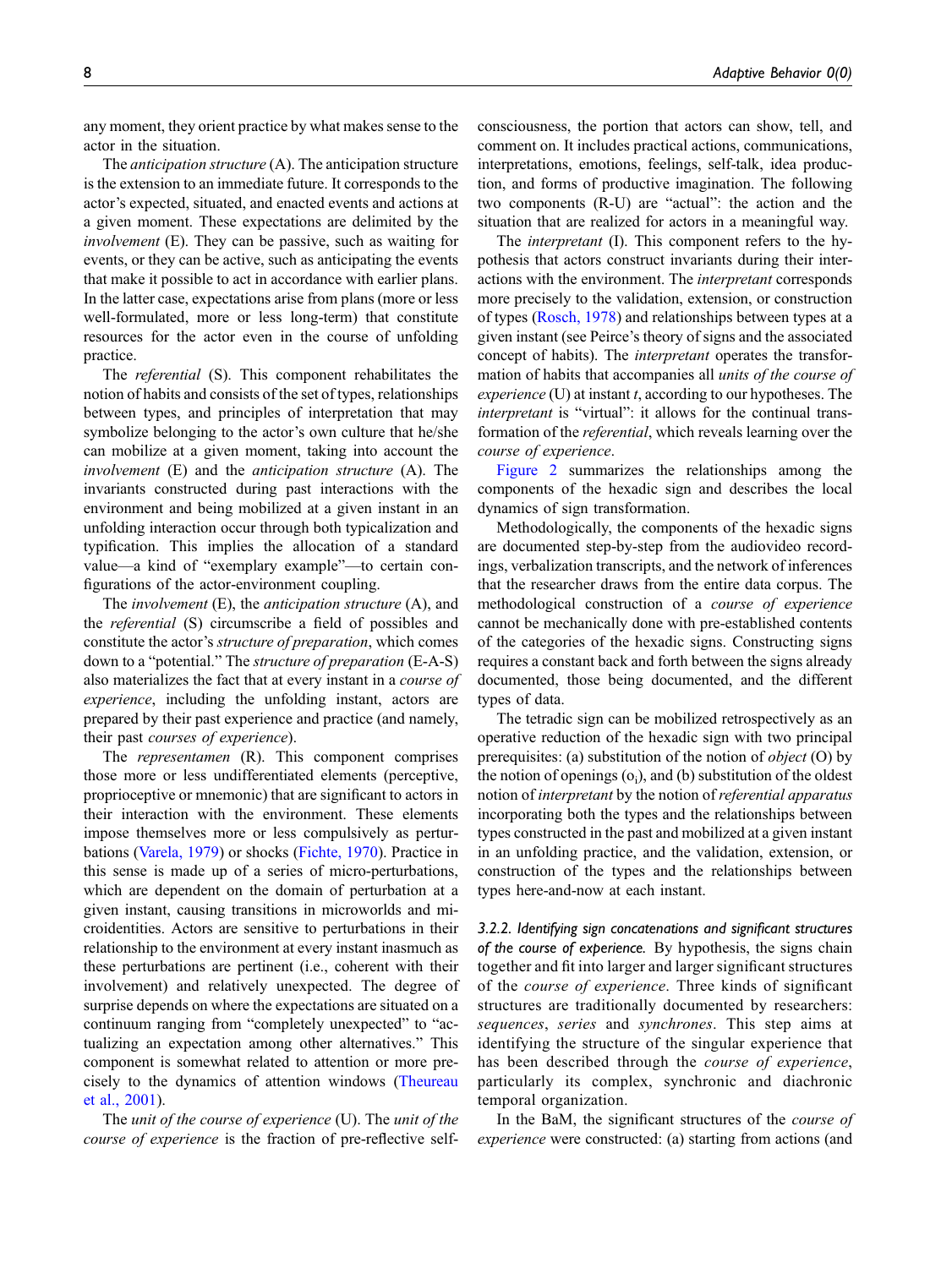any moment, they orient practice by what makes sense to the actor in the situation.

The *anticipation structure* (A). The anticipation structure is the extension to an immediate future. It corresponds to the actor's expected, situated, and enacted events and actions at a given moment. These expectations are delimited by the *involvement* (E). They can be passive, such as waiting for events, or they can be active, such as anticipating the events that make it possible to act in accordance with earlier plans. In the latter case, expectations arise from plans (more or less well-formulated, more or less long-term) that constitute resources for the actor even in the course of unfolding practice.

The *referential* (S). This component rehabilitates the notion of habits and consists of the set of types, relationships between types, and principles of interpretation that may symbolize belonging to the actor's own culture that he/she can mobilize at a given moment, taking into account the *involvement* (E) and the *anticipation structure* (A). The invariants constructed during past interactions with the environment and being mobilized at a given instant in an unfolding interaction occur through both typicalization and typification. This implies the allocation of a standard value—a kind of "exemplary example"—to certain configurations of the actor-environment coupling.

The *involvement* (E), the *anticipation structure* (A), and the *referential* (S) circumscribe a field of possibles and constitute the actor's *structure of preparation*, which comes down to a "potential." The *structure of preparation* (E-A-S) also materializes the fact that at every instant in a *course of experience*, including the unfolding instant, actors are prepared by their past experience and practice (and namely, their past *courses of experience*).

The *representamen* (R). This component comprises those more or less undifferentiated elements (perceptive, proprioceptive or mnemonic) that are significant to actors in their interaction with the environment. These elements impose themselves more or less compulsively as perturbations (Varela, 1979) or shocks (Fichte, 1970). Practice in this sense is made up of a series of micro-perturbations, which are dependent on the domain of perturbation at a given instant, causing transitions in microworlds and microidentities. Actors are sensitive to perturbations in their relationship to the environment at every instant inasmuch as these perturbations are pertinent (i.e., coherent with their involvement) and relatively unexpected. The degree of surprise depends on where the expectations are situated on a continuum ranging from "completely unexpected" to "actualizing an expectation among other alternatives." This component is somewhat related to attention or more precisely to the dynamics of attention windows (Theureau et al., 2001).

The *unit of the course of experience* (U). The *unit of the course of experience* is the fraction of pre-reflective self-consciousness, the portion that actors can show, tell, and comment on. It includes practical actions, communications, interpretations, emotions, feelings, self-talk, idea production, and forms of productive imagination. The following two components (R-U) are "actual": the action and the situation that are realized for actors in a meaningful way.

The *interpretant* (I). This component refers to the hypothesis that actors construct invariants during their interactions with the environment. The *interpretant* corresponds more precisely to the validation, extension, or construction of types (Rosch, 1978) and relationships between types at a given instant (see Peirce's theory of signs and the associated concept of habits). The *interpretant* operates the transformation of habits that accompanies all *units of the course of experience* (U) at instant *t*, according to our hypotheses. The *interpretant* is "virtual": it allows for the continual transformation of the *referential*, which reveals learning over the *course of experience*.

Figure 2 summarizes the relationships among the components of the hexadic sign and describes the local dynamics of sign transformation.

Methodologically, the components of the hexadic signs are documented step-by-step from the audiovideo recordings, verbalization transcripts, and the network of inferences that the researcher draws from the entire data corpus. The methodological construction of a *course of experience* cannot be mechanically done with pre-established contents of the categories of the hexadic signs. Constructing signs requires a constant back and forth between the signs already documented, those being documented, and the different types of data.

The tetradic sign can be mobilized retrospectively as an operative reduction of the hexadic sign with two principal prerequisites: (a) substitution of the notion of *object* (O) by the notion of openings ($o_i$), and (b) substitution of the oldest notion of *interpretant* by the notion of *referential apparatus* incorporating both the types and the relationships between types constructed in the past and mobilized at a given instant in an unfolding practice, and the validation, extension, or construction of the types and the relationships between types here-and-now at each instant.

#### 3.2.2. Identifying sign concatenations and significant structures of the course of experience.

By hypothesis, the signs chain together and fit into larger and larger significant structures of the *course of experience*. Three kinds of significant structures are traditionally documented by researchers: *sequences*, *series* and *synchrones*. This step aims at identifying the structure of the singular experience that has been described through the *course of experience*, particularly its complex, synchronic and diachronic temporal organization.

In the BaM, the significant structures of the *course of experience* were constructed: (a) starting from actions (and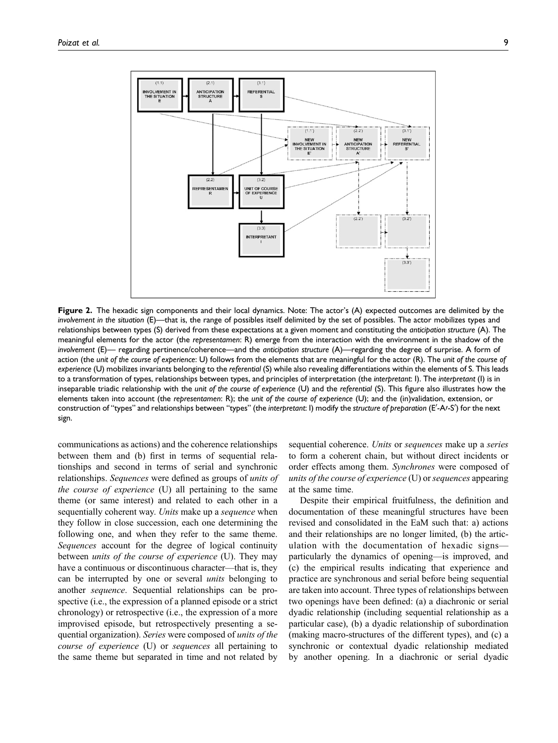**Figure 2.** The hexadic sign components and their local dynamics. Note: The actor's (A) expected outcomes are delimited by the *involvement in the situation* (E)—that is, the range of possibles itself delimited by the set of possibles. The actor mobilizes types and relationships between types (S) derived from these expectations at a given moment and constituting the *anticipation structure* (A). The meaningful elements for the actor (the *representamen*: R) emerge from the interaction with the environment in the shadow of the *involvement* (E)— regarding pertinence/coherence—and the *anticipation structure* (A)—regarding the degree of surprise. A form of action (the *unit of the course of experience*: U) follows from the elements that are meaningful for the actor (R). The *unit of the course of experience* (U) mobilizes invariants belonging to the *referential* (S) while also revealing differentiations within the elements of S. This leads to a transformation of types, relationships between types, and principles of interpretation (the *interpretant*: I). The *interpretant* (I) is in inseparable triadic relationship with the *unit of the course of experience* (U) and the *referential* (S). This figure also illustrates how the elements taken into account (the *representamen*: R); the *unit of the course of experience* (U); and the (in)validation, extension, or construction of "types" and relationships between "types" (the *interpretant*: I) modify the *structure of preparation* (E′-A′-S′) for the next sign.

communications as actions) and the coherence relationships between them and (b) first in terms of sequential relationships and second in terms of serial and synchronic relationships. *Sequences* were defined as groups of *units of the course of experience* (U) all pertaining to the same theme (or same interest) and related to each other in a sequentially coherent way. *Units* make up a *sequence* when they follow in close succession, each one determining the following one, and when they refer to the same theme. *Sequences* account for the degree of logical continuity between *units of the course of experience* (U). They may have a continuous or discontinuous character—that is, they can be interrupted by one or several *units* belonging to another *sequence*. Sequential relationships can be prospective (i.e., the expression of a planned episode or a strict chronology) or retrospective (i.e., the expression of a more improvised episode, but retrospectively presenting a sequential organization). *Series* were composed of *units of the course of experience* (U) or *sequences* all pertaining to the same theme but separated in time and not related by sequential coherence. *Units* or *sequences* make up a *series* to form a coherent chain, but without direct incidents or order effects among them. *Synchrones* were composed of *units of the course of experience* (U) or *sequences* appearing at the same time.

Despite their empirical fruitfulness, the definition and documentation of these meaningful structures have been revised and consolidated in the EaM such that: a) actions and their relationships are no longer limited, (b) the articulation with the documentation of hexadic signs—particularly the dynamics of opening—is improved, and (c) the empirical results indicating that experience and practice are synchronous and serial before being sequential are taken into account. Three types of relationships between two openings have been defined: (a) a diachronic or serial dyadic relationship (including sequential relationship as a particular case), (b) a dyadic relationship of subordination (making macro-structures of the different types), and (c) a synchronic or contextual dyadic relationship mediated by another opening. In a diachronic or serial dyadic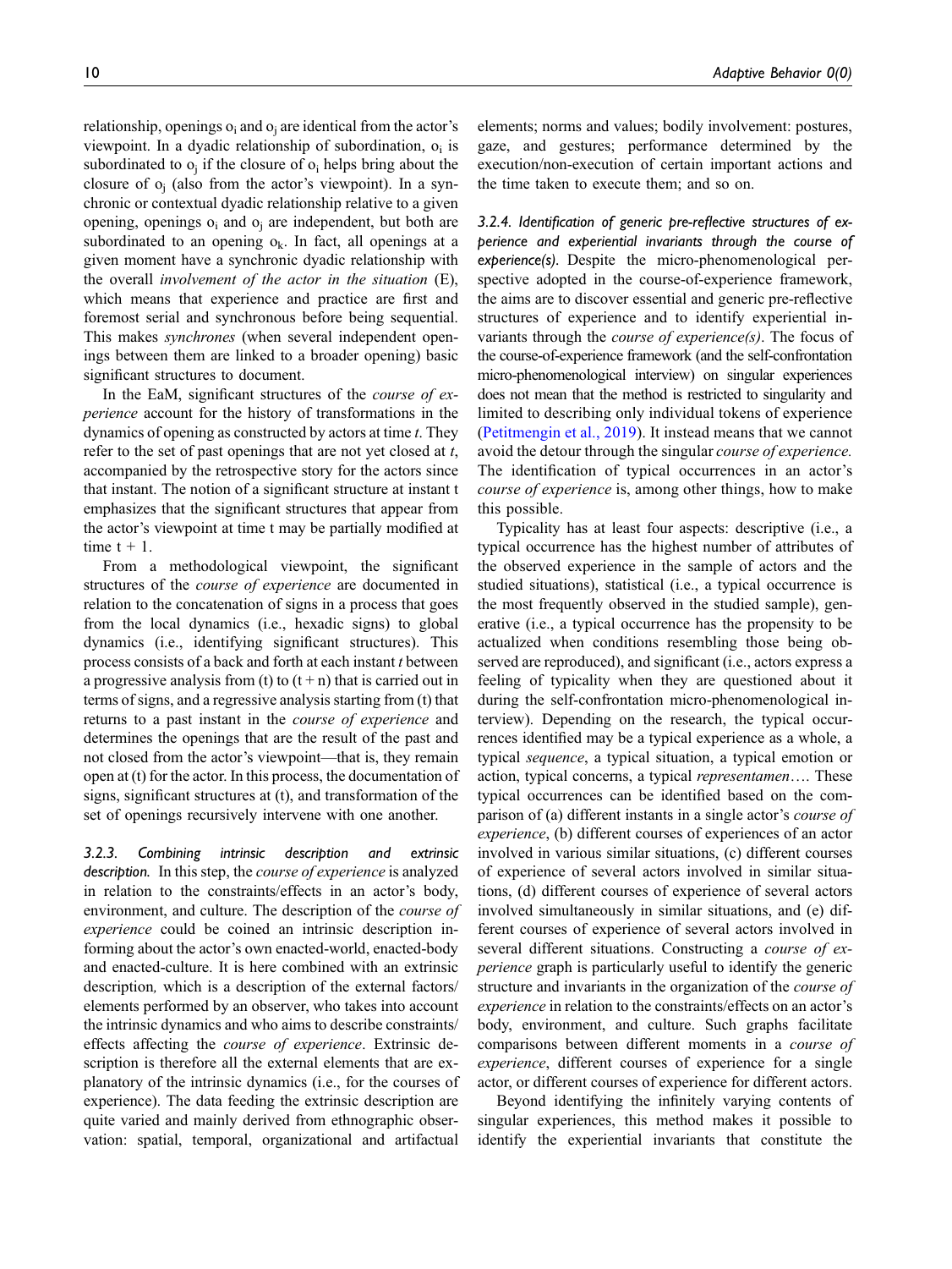relationship, openings $o_i$ and $o_j$ are identical from the actor's viewpoint. In a dyadic relationship of subordination, $o_i$ is subordinated to $o_j$ if the closure of $o_i$ helps bring about the closure of $o_j$ (also from the actor's viewpoint). In a synchronic or contextual dyadic relationship relative to a given opening, openings $o_i$ and $o_j$ are independent, but both are subordinated to an opening $o_k$. In fact, all openings at a given moment have a synchronic dyadic relationship with the overall *involvement of the actor in the situation* (E), which means that experience and practice are first and foremost serial and synchronous before being sequential. This makes *synchrones* (when several independent openings between them are linked to a broader opening) basic significant structures to document.

In the EaM, significant structures of the *course of experience* account for the history of transformations in the dynamics of opening as constructed by actors at time *t*. They refer to the set of past openings that are not yet closed at *t*, accompanied by the retrospective story for the actors since that instant. The notion of a significant structure at instant t emphasizes that the significant structures that appear from the actor's viewpoint at time t may be partially modified at time t + 1.

From a methodological viewpoint, the significant structures of the *course of experience* are documented in relation to the concatenation of signs in a process that goes from the local dynamics (i.e., hexadic signs) to global dynamics (i.e., identifying significant structures). This process consists of a back and forth at each instant *t* between a progressive analysis from (t) to (t + n) that is carried out in terms of signs, and a regressive analysis starting from (t) that returns to a past instant in the *course of experience* and determines the openings that are the result of the past and not closed from the actor's viewpoint—that is, they remain open at (t) for the actor. In this process, the documentation of signs, significant structures at (t), and transformation of the set of openings recursively intervene with one another.

#### 3.2.3. Combining intrinsic description and extrinsic description.

In this step, the *course of experience* is analyzed in relation to the constraints/effects in an actor's body, environment, and culture. The description of the *course of experience* could be coined an intrinsic description informing about the actor's own enacted-world, enacted-body and enacted-culture. It is here combined with an extrinsic description*,* which is a description of the external factors/elements performed by an observer, who takes into account the intrinsic dynamics and who aims to describe constraints/effects affecting the *course of experience*. Extrinsic description is therefore all the external elements that are explanatory of the intrinsic dynamics (i.e., for the courses of experience). The data feeding the extrinsic description are quite varied and mainly derived from ethnographic observation: spatial, temporal, organizational and artifactual elements; norms and values; bodily involvement: postures, gaze, and gestures; performance determined by the execution/non-execution of certain important actions and the time taken to execute them; and so on.

#### 3.2.4. Identification of generic pre-reflective structures of experience and experiential invariants through the course of experience(s).

Despite the micro-phenomenological perspective adopted in the course-of-experience framework, the aims are to discover essential and generic pre-reflective structures of experience and to identify experiential invariants through the *course of experience(s)*. The focus of the course-of-experience framework (and the self-confrontation micro-phenomenological interview) on singular experiences does not mean that the method is restricted to singularity and limited to describing only individual tokens of experience (Petitmengin et al., 2019). It instead means that we cannot avoid the detour through the singular *course of experience.* The identification of typical occurrences in an actor's *course of experience* is, among other things, how to make this possible.

Typicality has at least four aspects: descriptive (i.e., a typical occurrence has the highest number of attributes of the observed experience in the sample of actors and the studied situations), statistical (i.e., a typical occurrence is the most frequently observed in the studied sample), generative (i.e., a typical occurrence has the propensity to be actualized when conditions resembling those being observed are reproduced), and significant (i.e., actors express a feeling of typicality when they are questioned about it during the self-confrontation micro-phenomenological interview). Depending on the research, the typical occurrences identified may be a typical experience as a whole, a typical *sequence*, a typical situation, a typical emotion or action, typical concerns, a typical *representamen*…. These typical occurrences can be identified based on the comparison of (a) different instants in a single actor's *course of experience*, (b) different courses of experiences of an actor involved in various similar situations, (c) different courses of experience of several actors involved in similar situations, (d) different courses of experience of several actors involved simultaneously in similar situations, and (e) different courses of experience of several actors involved in several different situations. Constructing a *course of experience* graph is particularly useful to identify the generic structure and invariants in the organization of the *course of experience* in relation to the constraints/effects on an actor's body, environment, and culture. Such graphs facilitate comparisons between different moments in a *course of experience*, different courses of experience for a single actor, or different courses of experience for different actors.

Beyond identifying the infinitely varying contents of singular experiences, this method makes it possible to identify the experiential invariants that constitute the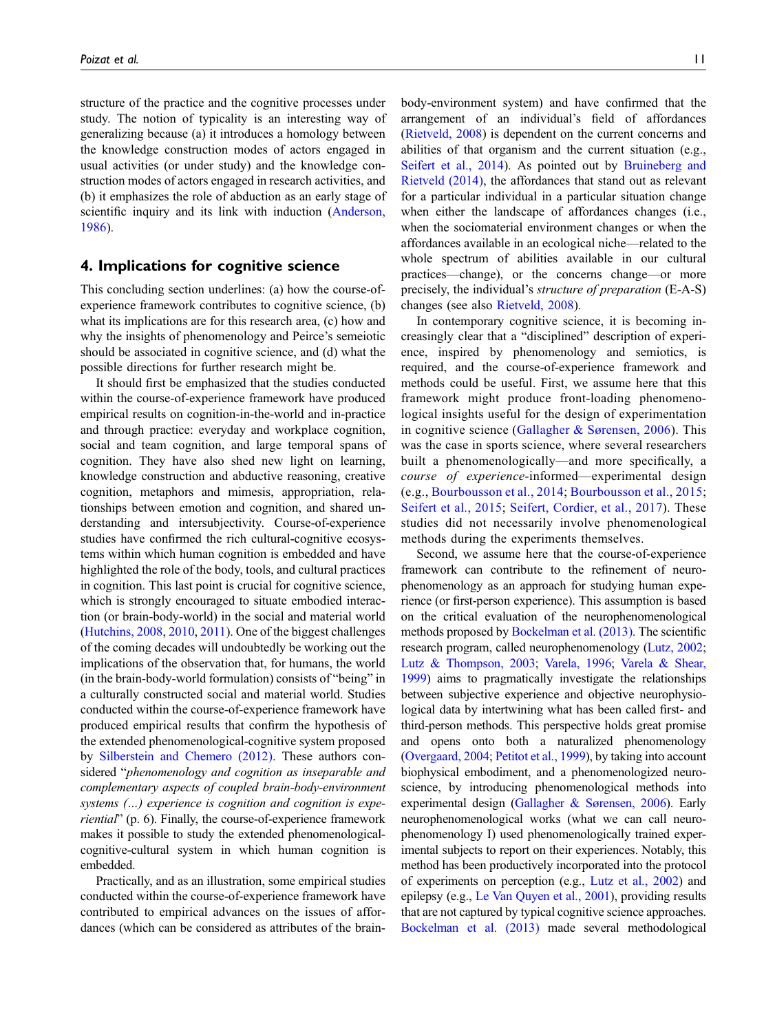structure of the practice and the cognitive processes under study. The notion of typicality is an interesting way of generalizing because (a) it introduces a homology between the knowledge construction modes of actors engaged in usual activities (or under study) and the knowledge construction modes of actors engaged in research activities, and (b) it emphasizes the role of abduction as an early stage of scientific inquiry and its link with induction (Anderson, 1986).

## 4. Implications for cognitive science

This concluding section underlines: (a) how the course-of-experience framework contributes to cognitive science, (b) what its implications are for this research area, (c) how and why the insights of phenomenology and Peirce's semeiotic should be associated in cognitive science, and (d) what the possible directions for further research might be.

It should first be emphasized that the studies conducted within the course-of-experience framework have produced empirical results on cognition-in-the-world and in-practice and through practice: everyday and workplace cognition, social and team cognition, and large temporal spans of cognition. They have also shed new light on learning, knowledge construction and abductive reasoning, creative cognition, metaphors and mimesis, appropriation, relationships between emotion and cognition, and shared understanding and intersubjectivity. Course-of-experience studies have confirmed the rich cultural-cognitive ecosystems within which human cognition is embedded and have highlighted the role of the body, tools, and cultural practices in cognition. This last point is crucial for cognitive science, which is strongly encouraged to situate embodied interaction (or brain-body-world) in the social and material world (Hutchins, 2008, 2010, 2011). One of the biggest challenges of the coming decades will undoubtedly be working out the implications of the observation that, for humans, the world (in the brain-body-world formulation) consists of "being" in a culturally constructed social and material world. Studies conducted within the course-of-experience framework have produced empirical results that confirm the hypothesis of the extended phenomenological-cognitive system proposed by Silberstein and Chemero (2012). These authors considered "*phenomenology and cognition as inseparable and complementary aspects of coupled brain-body-environment systems (…) experience is cognition and cognition is experiential*" (p. 6). Finally, the course-of-experience framework makes it possible to study the extended phenomenological-cognitive-cultural system in which human cognition is embedded.

Practically, and as an illustration, some empirical studies conducted within the course-of-experience framework have contributed to empirical advances on the issues of affordances (which can be considered as attributes of the brain-body-environment system) and have confirmed that the arrangement of an individual's field of affordances (Rietveld, 2008) is dependent on the current concerns and abilities of that organism and the current situation (e.g., Seifert et al., 2014). As pointed out by Bruineberg and Rietveld (2014), the affordances that stand out as relevant for a particular individual in a particular situation change when either the landscape of affordances changes (i.e., when the sociomaterial environment changes or when the affordances available in an ecological niche—related to the whole spectrum of abilities available in our cultural practices—change), or the concerns change—or more precisely, the individual's *structure of preparation* (E-A-S) changes (see also Rietveld, 2008).

In contemporary cognitive science, it is becoming increasingly clear that a "disciplined" description of experience, inspired by phenomenology and semiotics, is required, and the course-of-experience framework and methods could be useful. First, we assume here that this framework might produce front-loading phenomenological insights useful for the design of experimentation in cognitive science (Gallagher & Sørensen, 2006). This was the case in sports science, where several researchers built a phenomenologically—and more specifically, a *course of experience*-informed—experimental design (e.g., Bourbousson et al., 2014; Bourbousson et al., 2015; Seifert et al., 2015; Seifert, Cordier, et al., 2017). These studies did not necessarily involve phenomenological methods during the experiments themselves.

Second, we assume here that the course-of-experience framework can contribute to the refinement of neurophenomenology as an approach for studying human experience (or first-person experience). This assumption is based on the critical evaluation of the neurophenomenological methods proposed by Bockelman et al. (2013). The scientific research program, called neurophenomenology (Lutz, 2002; Lutz & Thompson, 2003; Varela, 1996; Varela & Shear, 1999) aims to pragmatically investigate the relationships between subjective experience and objective neurophysiological data by intertwining what has been called first- and third-person methods. This perspective holds great promise and opens onto both a naturalized phenomenology (Overgaard, 2004; Petitot et al., 1999), by taking into account biophysical embodiment, and a phenomenologized neuroscience, by introducing phenomenological methods into experimental design (Gallagher & Sørensen, 2006). Early neurophenomenological works (what we can call neurophenomenology I) used phenomenologically trained experimental subjects to report on their experiences. Notably, this method has been productively incorporated into the protocol of experiments on perception (e.g., Lutz et al., 2002) and epilepsy (e.g., Le Van Quyen et al., 2001), providing results that are not captured by typical cognitive science approaches. Bockelman et al. (2013) made several methodological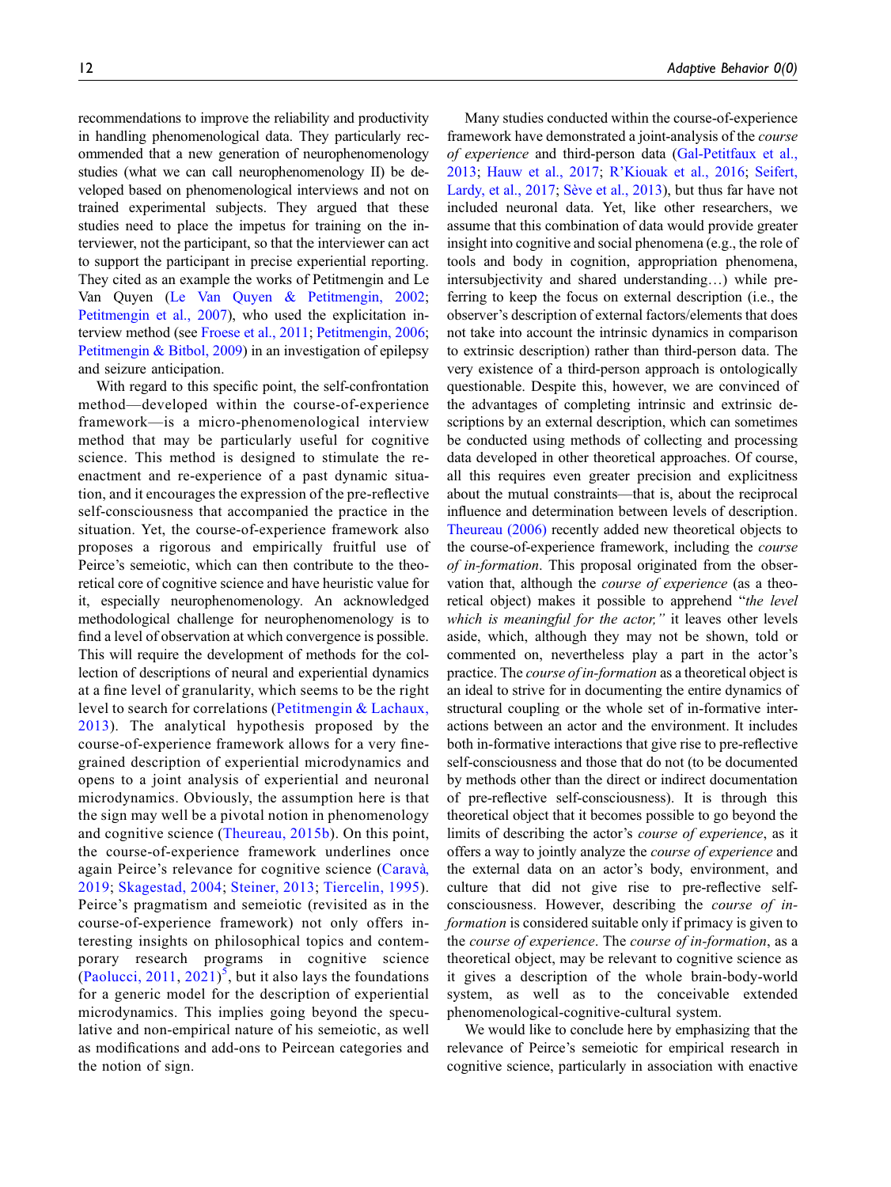recommendations to improve the reliability and productivity in handling phenomenological data. They particularly recommended that a new generation of neurophenomenology studies (what we can call neurophenomenology II) be developed based on phenomenological interviews and not on trained experimental subjects. They argued that these studies need to place the impetus for training on the interviewer, not the participant, so that the interviewer can act to support the participant in precise experiential reporting. They cited as an example the works of Petitmengin and Le Van Quyen (Le Van Quyen & Petitmengin, 2002; Petitmengin et al., 2007), who used the explicitation interview method (see Froese et al., 2011; Petitmengin, 2006; Petitmengin & Bitbol, 2009) in an investigation of epilepsy and seizure anticipation.

With regard to this specific point, the self-confrontation method—developed within the course-of-experience framework—is a micro-phenomenological interview method that may be particularly useful for cognitive science. This method is designed to stimulate the re-enactment and re-experience of a past dynamic situation, and it encourages the expression of the pre-reflective self-consciousness that accompanied the practice in the situation. Yet, the course-of-experience framework also proposes a rigorous and empirically fruitful use of Peirce's semeiotic, which can then contribute to the theoretical core of cognitive science and have heuristic value for it, especially neurophenomenology. An acknowledged methodological challenge for neurophenomenology is to find a level of observation at which convergence is possible. This will require the development of methods for the collection of descriptions of neural and experiential dynamics at a fine level of granularity, which seems to be the right level to search for correlations (Petitmengin & Lachaux, 2013). The analytical hypothesis proposed by the course-of-experience framework allows for a very fine-grained description of experiential microdynamics and opens to a joint analysis of experiential and neuronal microdynamics. Obviously, the assumption here is that the sign may well be a pivotal notion in phenomenology and cognitive science (Theureau, 2015b). On this point, the course-of-experience framework underlines once again Peirce's relevance for cognitive science (Caravà, 2019; Skagestad, 2004; Steiner, 2013; Tiercelin, 1995). Peirce's pragmatism and semeiotic (revisited as in the course-of-experience framework) not only offers interesting insights on philosophical topics and contemporary research programs in cognitive science (Paolucci, 2011, 2021)[5], but it also lays the foundations for a generic model for the description of experiential microdynamics. This implies going beyond the speculative and non-empirical nature of his semeiotic, as well as modifications and add-ons to Peircean categories and the notion of sign.

Many studies conducted within the course-of-experience framework have demonstrated a joint-analysis of the *course of experience* and third-person data (Gal-Petitfaux et al., 2013; Hauw et al., 2017; R'Kiouak et al., 2016; Seifert, Lardy, et al., 2017; Sève et al., 2013), but thus far have not included neuronal data. Yet, like other researchers, we assume that this combination of data would provide greater insight into cognitive and social phenomena (e.g., the role of tools and body in cognition, appropriation phenomena, intersubjectivity and shared understanding…) while preferring to keep the focus on external description (i.e., the observer's description of external factors/elements that does not take into account the intrinsic dynamics in comparison to extrinsic description) rather than third-person data. The very existence of a third-person approach is ontologically questionable. Despite this, however, we are convinced of the advantages of completing intrinsic and extrinsic descriptions by an external description, which can sometimes be conducted using methods of collecting and processing data developed in other theoretical approaches. Of course, all this requires even greater precision and explicitness about the mutual constraints—that is, about the reciprocal influence and determination between levels of description. Theureau (2006) recently added new theoretical objects to the course-of-experience framework, including the *course of in-formation*. This proposal originated from the observation that, although the *course of experience* (as a theoretical object) makes it possible to apprehend "*the level which is meaningful for the actor,*" it leaves other levels aside, which, although they may not be shown, told or commented on, nevertheless play a part in the actor's practice. The *course of in-formation* as a theoretical object is an ideal to strive for in documenting the entire dynamics of structural coupling or the whole set of in-formative interactions between an actor and the environment. It includes both in-formative interactions that give rise to pre-reflective self-consciousness and those that do not (to be documented by methods other than the direct or indirect documentation of pre-reflective self-consciousness). It is through this theoretical object that it becomes possible to go beyond the limits of describing the actor's *course of experience*, as it offers a way to jointly analyze the *course of experience* and the external data on an actor's body, environment, and culture that did not give rise to pre-reflective self-consciousness. However, describing the *course of in-formation* is considered suitable only if primacy is given to the *course of experience*. The *course of in-formation*, as a theoretical object, may be relevant to cognitive science as it gives a description of the whole brain-body-world system, as well as to the conceivable extended phenomenological-cognitive-cultural system.

We would like to conclude here by emphasizing that the relevance of Peirce's semeiotic for empirical research in cognitive science, particularly in association with enactive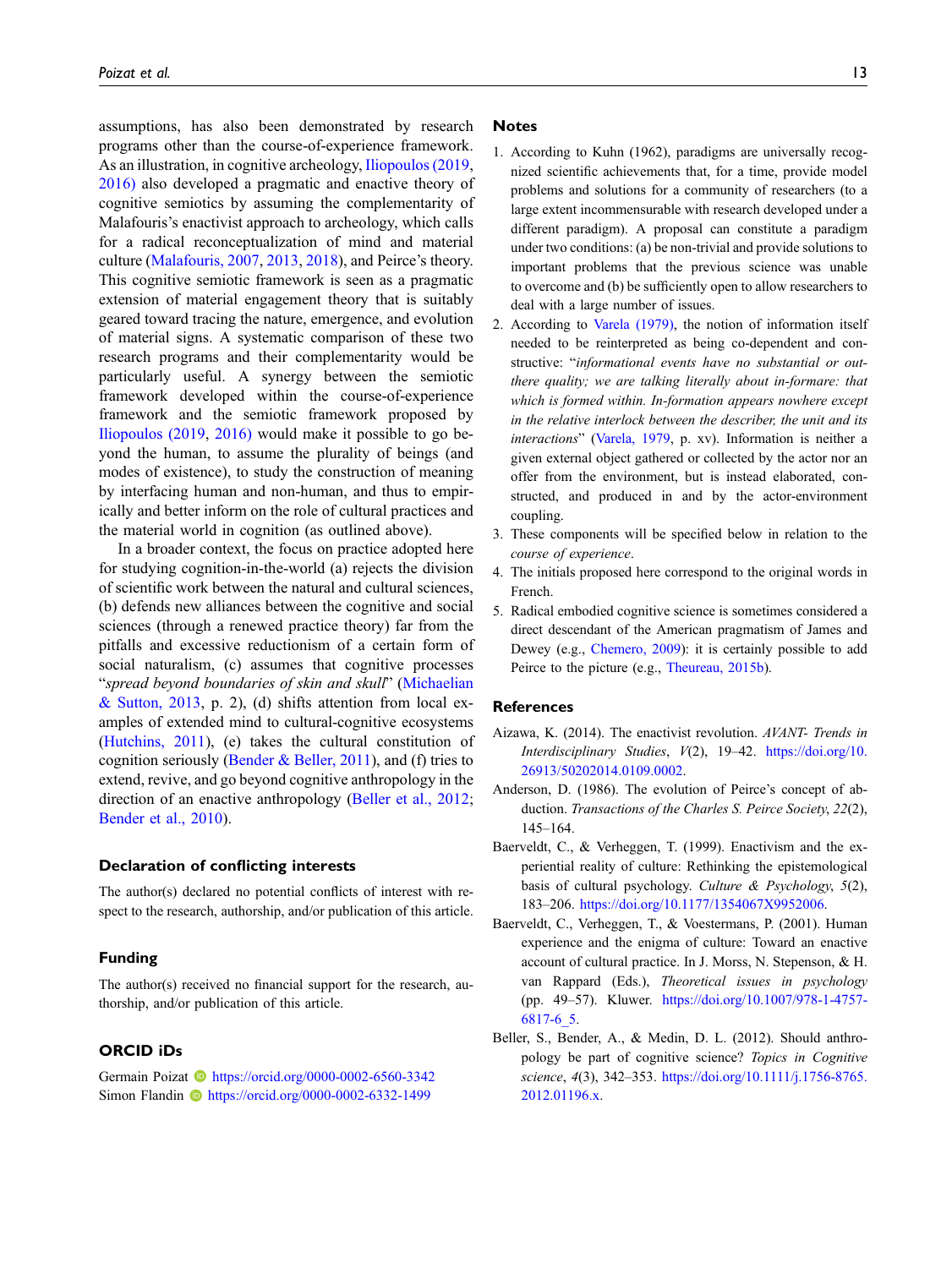assumptions, has also been demonstrated by research programs other than the course-of-experience framework. As an illustration, in cognitive archeology, Iliopoulos (2019, 2016) also developed a pragmatic and enactive theory of cognitive semiotics by assuming the complementarity of Malafouris's enactivist approach to archeology, which calls for a radical reconceptualization of mind and material culture (Malafouris, 2007, 2013, 2018), and Peirce's theory. This cognitive semiotic framework is seen as a pragmatic extension of material engagement theory that is suitably geared toward tracing the nature, emergence, and evolution of material signs. A systematic comparison of these two research programs and their complementarity would be particularly useful. A synergy between the semiotic framework developed within the course-of-experience framework and the semiotic framework proposed by Iliopoulos (2019, 2016) would make it possible to go beyond the human, to assume the plurality of beings (and modes of existence), to study the construction of meaning by interfacing human and non-human, and thus to empirically and better inform on the role of cultural practices and the material world in cognition (as outlined above).

In a broader context, the focus on practice adopted here for studying cognition-in-the-world (a) rejects the division of scientific work between the natural and cultural sciences, (b) defends new alliances between the cognitive and social sciences (through a renewed practice theory) far from the pitfalls and excessive reductionism of a certain form of social naturalism, (c) assumes that cognitive processes "*spread beyond boundaries of skin and skull*" (Michaelian & Sutton, 2013, p. 2), (d) shifts attention from local examples of extended mind to cultural-cognitive ecosystems (Hutchins, 2011), (e) takes the cultural constitution of cognition seriously (Bender & Beller, 2011), and (f) tries to extend, revive, and go beyond cognitive anthropology in the direction of an enactive anthropology (Beller et al., 2012; Bender et al., 2010).

### Declaration of conflicting interests

The author(s) declared no potential conflicts of interest with respect to the research, authorship, and/or publication of this article.

### Funding

The author(s) received no financial support for the research, authorship, and/or publication of this article.

### ORCID iDs

Germain Poizat https://orcid.org/0000-0002-6560-3342
Simon Flandin https://orcid.org/0000-0002-6332-1499

### Notes

1. According to Kuhn (1962), paradigms are universally recognized scientific achievements that, for a time, provide model problems and solutions for a community of researchers (to a large extent incommensurable with research developed under a different paradigm). A proposal can constitute a paradigm under two conditions: (a) be non-trivial and provide solutions to important problems that the previous science was unable to overcome and (b) be sufficiently open to allow researchers to deal with a large number of issues.
2. According to Varela (1979), the notion of information itself needed to be reinterpreted as being co-dependent and constructive: "*informational events have no substantial or out-there quality; we are talking literally about in-formare: that which is formed within. In-formation appears nowhere except in the relative interlock between the describer, the unit and its interactions*" (Varela, 1979, p. xv). Information is neither a given external object gathered or collected by the actor nor an offer from the environment, but is instead elaborated, constructed, and produced in and by the actor-environment coupling.
3. These components will be specified below in relation to the *course of experience*.
4. The initials proposed here correspond to the original words in French.
5. Radical embodied cognitive science is sometimes considered a direct descendant of the American pragmatism of James and Dewey (e.g., Chemero, 2009): it is certainly possible to add Peirce to the picture (e.g., Theureau, 2015b).

### References

Aizawa, K. (2014). The enactivist revolution. *AVANT- Trends in Interdisciplinary Studies*, *V*(2), 19–42. https://doi.org/10.26913/50202014.0109.0002.

Anderson, D. (1986). The evolution of Peirce's concept of abduction. *Transactions of the Charles S. Peirce Society*, *22*(2), 145–164.

Baerveldt, C., & Verheggen, T. (1999). Enactivism and the experiential reality of culture: Rethinking the epistemological basis of cultural psychology. *Culture & Psychology*, *5*(2), 183–206. https://doi.org/10.1177/1354067X9952006.

Baerveldt, C., Verheggen, T., & Voestermans, P. (2001). Human experience and the enigma of culture: Toward an enactive account of cultural practice. In J. Morss, N. Stepenson, & H. van Rappard (Eds.), *Theoretical issues in psychology* (pp. 49–57). Kluwer. https://doi.org/10.1007/978-1-4757-6817-6_5.

Beller, S., Bender, A., & Medin, D. L. (2012). Should anthropology be part of cognitive science? *Topics in Cognitive science*, *4*(3), 342–353. https://doi.org/10.1111/j.1756-8765.2012.01196.x.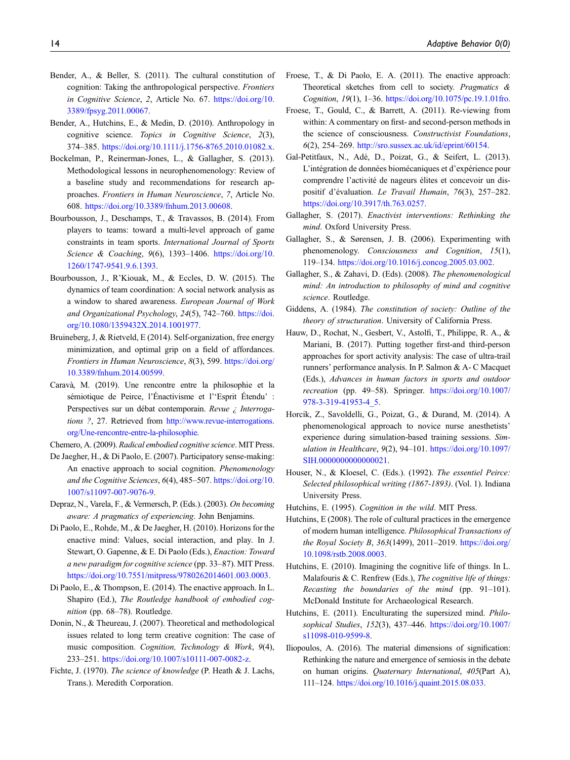Bender, A., & Beller, S. (2011). The cultural constitution of cognition: Taking the anthropological perspective. *Frontiers in Cognitive Science*, *2*, Article No. 67. https://doi.org/10.3389/fpsyg.2011.00067.

Bender, A., Hutchins, E., & Medin, D. (2010). Anthropology in cognitive science. *Topics in Cognitive Science*, *2*(3), 374–385. https://doi.org/10.1111/j.1756-8765.2010.01082.x.

Bockelman, P., Reinerman-Jones, L., & Gallagher, S. (2013). Methodological lessons in neurophenomenology: Review of a baseline study and recommendations for research approaches. *Frontiers in Human Neuroscience*, *7*, Article No. 608. https://doi.org/10.3389/fnhum.2013.00608.

Bourbousson, J., Deschamps, T., & Travassos, B. (2014). From players to teams: toward a multi-level approach of game constraints in team sports. *International Journal of Sports Science & Coaching*, *9*(6), 1393–1406. https://doi.org/10.1260/1747-9541.9.6.1393.

Bourbousson, J., R'Kiouak, M., & Eccles, D. W. (2015). The dynamics of team coordination: A social network analysis as a window to shared awareness. *European Journal of Work and Organizational Psychology*, *24*(5), 742–760. https://doi.org/10.1080/1359432X.2014.1001977.

Bruineberg, J, & Rietveld, E (2014). Self-organization, free energy minimization, and optimal grip on a field of affordances. *Frontiers in Human Neuroscience*, *8*(3), 599. https://doi.org/10.3389/fnhum.2014.00599.

Caravà, M. (2019). Une rencontre entre la philosophie et la sémiotique de Peirce, l'Énactivisme et l''Esprit Étendu' : Perspectives sur un débat contemporain. *Revue ¿ Interrogations ?*, 27. Retrieved from http://www.revue-interrogations.org/Une-rencontre-entre-la-philosophie.

Chemero, A. (2009). *Radical embodied cognitive science*. MIT Press.

De Jaegher, H., & Di Paolo, E. (2007). Participatory sense-making: An enactive approach to social cognition. *Phenomenology and the Cognitive Sciences*, *6*(4), 485–507. https://doi.org/10.1007/s11097-007-9076-9.

Depraz, N., Varela, F., & Vermersch, P. (Eds.). (2003). *On becoming aware: A pragmatics of experiencing*. John Benjamins.

Di Paolo, E., Rohde, M., & De Jaegher, H. (2010). Horizons for the enactive mind: Values, social interaction, and play. In J. Stewart, O. Gapenne, & E. Di Paolo (Eds.), *Enaction: Toward a new paradigm for cognitive science* (pp. 33–87). MIT Press. https://doi.org/10.7551/mitpress/9780262014601.003.0003.

Di Paolo, E., & Thompson, E. (2014). The enactive approach. In L. Shapiro (Ed.), *The Routledge handbook of embodied cognition* (pp. 68–78). Routledge.

Donin, N., & Theureau, J. (2007). Theoretical and methodological issues related to long term creative cognition: The case of music composition. *Cognition, Technology & Work*, *9*(4), 233–251. https://doi.org/10.1007/s10111-007-0082-z.

Fichte, J. (1970). *The science of knowledge* (P. Heath & J. Lachs, Trans.). Meredith Corporation.

Froese, T., & Di Paolo, E. A. (2011). The enactive approach: Theoretical sketches from cell to society. *Pragmatics & Cognition*, *19*(1), 1–36. https://doi.org/10.1075/pc.19.1.01fro.

Froese, T., Gould, C., & Barrett, A. (2011). Re-viewing from within: A commentary on first- and second-person methods in the science of consciousness. *Constructivist Foundations*, *6*(2), 254–269. http://sro.sussex.ac.uk/id/eprint/60154.

Gal-Petitfaux, N., Adé, D., Poizat, G., & Seifert, L. (2013). L'intégration de données biomécaniques et d'expérience pour comprendre l'activité de nageurs élites et concevoir un dispositif d'évaluation. *Le Travail Humain*, *76*(3), 257–282. https://doi.org/10.3917/th.763.0257.

Gallagher, S. (2017). *Enactivist interventions: Rethinking the mind*. Oxford University Press.

Gallagher, S., & Sørensen, J. B. (2006). Experimenting with phenomenology. *Consciousness and Cognition*, *15*(1), 119–134. https://doi.org/10.1016/j.concog.2005.03.002.

Gallagher, S., & Zahavi, D. (Eds.) (2008). *The phenomenological mind: An introduction to philosophy of mind and cognitive science*. Routledge.

Giddens, A. (1984). *The constitution of society: Outline of the theory of structuration*. University of California Press.

Hauw, D., Rochat, N., Gesbert, V., Astolfi, T., Philippe, R. A., & Mariani, B. (2017). Putting together first-and third-person approaches for sport activity analysis: The case of ultra-trail runners' performance analysis. In P. Salmon & A- C Macquet (Eds.), *Advances in human factors in sports and outdoor recreation* (pp. 49–58). Springer. https://doi.org/10.1007/978-3-319-41953-4_5.

Horcik, Z., Savoldelli, G., Poizat, G., & Durand, M. (2014). A phenomenological approach to novice nurse anesthetists' experience during simulation-based training sessions. *Simulation in Healthcare*, *9*(2), 94–101. https://doi.org/10.1097/SIH.0000000000000021.

Houser, N., & Kloesel, C. (Eds.). (1992). *The essentiel Peirce: Selected philosophical writing (1867-1893)*. (Vol. 1). Indiana University Press.

Hutchins, E. (1995). *Cognition in the wild*. MIT Press.

Hutchins, E (2008). The role of cultural practices in the emergence of modern human intelligence. *Philosophical Transactions of the Royal Society B*, *363*(1499), 2011–2019. https://doi.org/10.1098/rstb.2008.0003.

Hutchins, E. (2010). Imagining the cognitive life of things. In L. Malafouris & C. Renfrew (Eds.), *The cognitive life of things: Recasting the boundaries of the mind* (pp. 91–101). McDonald Institute for Archaeological Research.

Hutchins, E. (2011). Enculturating the supersized mind. *Philosophical Studies*, *152*(3), 437–446. https://doi.org/10.1007/s11098-010-9599-8.

Iliopoulos, A. (2016). The material dimensions of signification: Rethinking the nature and emergence of semiosis in the debate on human origins. *Quaternary International*, *405*(Part A), 111–124. https://doi.org/10.1016/j.quaint.2015.08.033.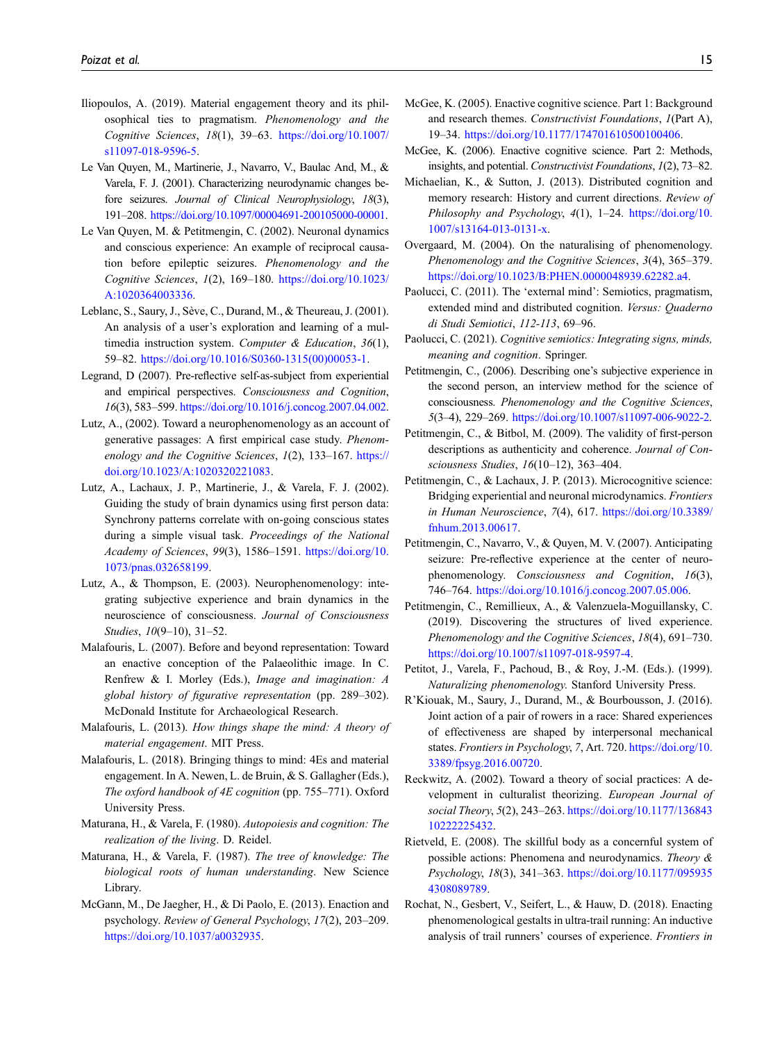Iliopoulos, A. (2019). Material engagement theory and its philosophical ties to pragmatism. *Phenomenology and the Cognitive Sciences*, *18*(1), 39–63. https://doi.org/10.1007/s11097-018-9596-5.

Le Van Quyen, M., Martinerie, J., Navarro, V., Baulac And, M., & Varela, F. J. (2001). Characterizing neurodynamic changes before seizures. *Journal of Clinical Neurophysiology*, *18*(3), 191–208. https://doi.org/10.1097/00004691-200105000-00001.

Le Van Quyen, M. & Petitmengin, C. (2002). Neuronal dynamics and conscious experience: An example of reciprocal causation before epileptic seizures. *Phenomenology and the Cognitive Sciences*, *1*(2), 169–180. https://doi.org/10.1023/A:1020364003336.

Leblanc, S., Saury, J., Sève, C., Durand, M., & Theureau, J. (2001). An analysis of a user's exploration and learning of a multimedia instruction system. *Computer & Education*, *36*(1), 59–82. https://doi.org/10.1016/S0360-1315(00)00053-1.

Legrand, D (2007). Pre-reflective self-as-subject from experiential and empirical perspectives. *Consciousness and Cognition*, *16*(3), 583–599. https://doi.org/10.1016/j.concog.2007.04.002.

Lutz, A., (2002). Toward a neurophenomenology as an account of generative passages: A first empirical case study. *Phenomenology and the Cognitive Sciences*, *1*(2), 133–167. https://doi.org/10.1023/A:1020320221083.

Lutz, A., Lachaux, J. P., Martinerie, J., & Varela, F. J. (2002). Guiding the study of brain dynamics using first person data: Synchrony patterns correlate with on-going conscious states during a simple visual task. *Proceedings of the National Academy of Sciences*, *99*(3), 1586–1591. https://doi.org/10.1073/pnas.032658199.

Lutz, A., & Thompson, E. (2003). Neurophenomenology: integrating subjective experience and brain dynamics in the neuroscience of consciousness. *Journal of Consciousness Studies*, *10*(9–10), 31–52.

Malafouris, L. (2007). Before and beyond representation: Toward an enactive conception of the Palaeolithic image. In C. Renfrew & I. Morley (Eds.), *Image and imagination: A global history of figurative representation* (pp. 289–302). McDonald Institute for Archaeological Research.

Malafouris, L. (2013). *How things shape the mind: A theory of material engagement*. MIT Press.

Malafouris, L. (2018). Bringing things to mind: 4Es and material engagement. In A. Newen, L. de Bruin, & S. Gallagher (Eds.), *The oxford handbook of 4E cognition* (pp. 755–771). Oxford University Press.

Maturana, H., & Varela, F. (1980). *Autopoiesis and cognition: The realization of the living*. D. Reidel.

Maturana, H., & Varela, F. (1987). *The tree of knowledge: The biological roots of human understanding*. New Science Library.

McGann, M., De Jaegher, H., & Di Paolo, E. (2013). Enaction and psychology. *Review of General Psychology*, *17*(2), 203–209. https://doi.org/10.1037/a0032935.

McGee, K. (2005). Enactive cognitive science. Part 1: Background and research themes. *Constructivist Foundations*, *1*(Part A), 19–34. https://doi.org/10.1177/174701610500100406.

McGee, K. (2006). Enactive cognitive science. Part 2: Methods, insights, and potential. *Constructivist Foundations*, *1*(2), 73–82.

Michaelian, K., & Sutton, J. (2013). Distributed cognition and memory research: History and current directions. *Review of Philosophy and Psychology*, *4*(1), 1–24. https://doi.org/10.1007/s13164-013-0131-x.

Overgaard, M. (2004). On the naturalising of phenomenology. *Phenomenology and the Cognitive Sciences*, *3*(4), 365–379. https://doi.org/10.1023/B:PHEN.0000048939.62282.a4.

Paolucci, C. (2011). The 'external mind': Semiotics, pragmatism, extended mind and distributed cognition. *Versus: Quaderno di Studi Semiotici*, *112-113*, 69–96.

Paolucci, C. (2021). *Cognitive semiotics: Integrating signs, minds, meaning and cognition*. Springer.

Petitmengin, C., (2006). Describing one's subjective experience in the second person, an interview method for the science of consciousness. *Phenomenology and the Cognitive Sciences*, *5*(3–4), 229–269. https://doi.org/10.1007/s11097-006-9022-2.

Petitmengin, C., & Bitbol, M. (2009). The validity of first-person descriptions as authenticity and coherence. *Journal of Consciousness Studies*, *16*(10–12), 363–404.

Petitmengin, C., & Lachaux, J. P. (2013). Microcognitive science: Bridging experiential and neuronal microdynamics. *Frontiers in Human Neuroscience*, *7*(4), 617. https://doi.org/10.3389/fnhum.2013.00617.

Petitmengin, C., Navarro, V., & Quyen, M. V. (2007). Anticipating seizure: Pre-reflective experience at the center of neurophenomenology. *Consciousness and Cognition*, *16*(3), 746–764. https://doi.org/10.1016/j.concog.2007.05.006.

Petitmengin, C., Remillieux, A., & Valenzuela-Moguillansky, C. (2019). Discovering the structures of lived experience. *Phenomenology and the Cognitive Sciences*, *18*(4), 691–730. https://doi.org/10.1007/s11097-018-9597-4.

Petitot, J., Varela, F., Pachoud, B., & Roy, J.-M. (Eds.). (1999). *Naturalizing phenomenology.* Stanford University Press.

R'Kiouak, M., Saury, J., Durand, M., & Bourbousson, J. (2016). Joint action of a pair of rowers in a race: Shared experiences of effectiveness are shaped by interpersonal mechanical states. *Frontiers in Psychology*, *7*, Art. 720. https://doi.org/10.3389/fpsyg.2016.00720.

Reckwitz, A. (2002). Toward a theory of social practices: A development in culturalist theorizing. *European Journal of social Theory*, *5*(2), 243–263. https://doi.org/10.1177/13684310222225432.

Rietveld, E. (2008). The skillful body as a concernful system of possible actions: Phenomena and neurodynamics. *Theory & Psychology*, *18*(3), 341–363. https://doi.org/10.1177/0959354308089789.

Rochat, N., Gesbert, V., Seifert, L., & Hauw, D. (2018). Enacting phenomenological gestalts in ultra-trail running: An inductive analysis of trail runners' courses of experience. *Frontiers in*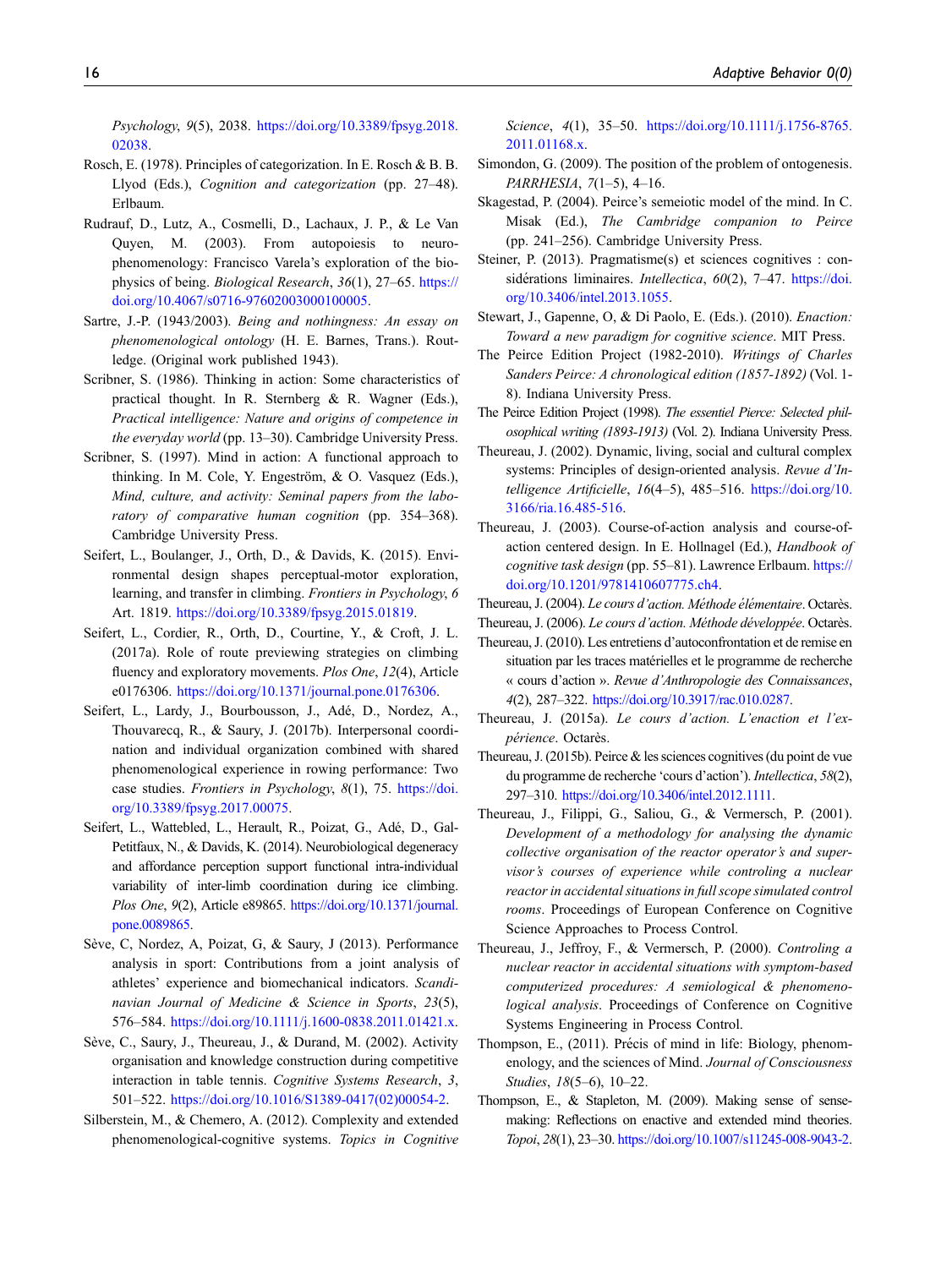Psychology, *9*(5), 2038. https://doi.org/10.3389/fpsyg.2018.02038.

Rosch, E. (1978). Principles of categorization. In E. Rosch & B. B. Llyod (Eds.), *Cognition and categorization* (pp. 27–48). Erlbaum.

Rudrauf, D., Lutz, A., Cosmelli, D., Lachaux, J. P., & Le Van Quyen, M. (2003). From autopoiesis to neuro-phenomenology: Francisco Varela's exploration of the bio-physics of being. *Biological Research*, *36*(1), 27–65. https://doi.org/10.4067/s0716-97602003000100005.

Sartre, J.-P. (1943/2003). *Being and nothingness: An essay on phenomenological ontology* (H. E. Barnes, Trans.). Routledge. (Original work published 1943).

Scribner, S. (1986). Thinking in action: Some characteristics of practical thought. In R. Sternberg & R. Wagner (Eds.), *Practical intelligence: Nature and origins of competence in the everyday world* (pp. 13–30). Cambridge University Press.

Scribner, S. (1997). Mind in action: A functional approach to thinking. In M. Cole, Y. Engeström, & O. Vasquez (Eds.), *Mind, culture, and activity: Seminal papers from the laboratory of comparative human cognition* (pp. 354–368). Cambridge University Press.

Seifert, L., Boulanger, J., Orth, D., & Davids, K. (2015). Environmental design shapes perceptual-motor exploration, learning, and transfer in climbing. *Frontiers in Psychology*, *6* Art. 1819. https://doi.org/10.3389/fpsyg.2015.01819.

Seifert, L., Cordier, R., Orth, D., Courtine, Y., & Croft, J. L. (2017a). Role of route previewing strategies on climbing fluency and exploratory movements. *Plos One*, *12*(4), Article e0176306. https://doi.org/10.1371/journal.pone.0176306.

Seifert, L., Lardy, J., Bourbousson, J., Adé, D., Nordez, A., Thouvarecq, R., & Saury, J. (2017b). Interpersonal coordination and individual organization combined with shared phenomenological experience in rowing performance: Two case studies. *Frontiers in Psychology*, *8*(1), 75. https://doi.org/10.3389/fpsyg.2017.00075.

Seifert, L., Wattebled, L., Herault, R., Poizat, G., Adé, D., Gal-Petitfaux, N., & Davids, K. (2014). Neurobiological degeneracy and affordance perception support functional intra-individual variability of inter-limb coordination during ice climbing. *Plos One*, *9*(2), Article e89865. https://doi.org/10.1371/journal.pone.0089865.

Sève, C, Nordez, A, Poizat, G, & Saury, J (2013). Performance analysis in sport: Contributions from a joint analysis of athletes' experience and biomechanical indicators. *Scandinavian Journal of Medicine & Science in Sports*, *23*(5), 576–584. https://doi.org/10.1111/j.1600-0838.2011.01421.x.

Sève, C., Saury, J., Theureau, J., & Durand, M. (2002). Activity organisation and knowledge construction during competitive interaction in table tennis. *Cognitive Systems Research*, *3*, 501–522. https://doi.org/10.1016/S1389-0417(02)00054-2.

Silberstein, M., & Chemero, A. (2012). Complexity and extended phenomenological-cognitive systems. *Topics in Cognitive Science*, *4*(1), 35–50. https://doi.org/10.1111/j.1756-8765.2011.01168.x.

Simondon, G. (2009). The position of the problem of ontogenesis. *PARRHESIA*, *7*(1–5), 4–16.

Skagestad, P. (2004). Peirce's semeiotic model of the mind. In C. Misak (Ed.), *The Cambridge companion to Peirce* (pp. 241–256). Cambridge University Press.

Steiner, P. (2013). Pragmatisme(s) et sciences cognitives : considérations liminaires. *Intellectica*, *60*(2), 7–47. https://doi.org/10.3406/intel.2013.1055.

Stewart, J., Gapenne, O, & Di Paolo, E. (Eds.). (2010). *Enaction: Toward a new paradigm for cognitive science*. MIT Press.

The Peirce Edition Project (1982-2010). *Writings of Charles Sanders Peirce: A chronological edition (1857-1892)* (Vol. 1-8). Indiana University Press.

The Peirce Edition Project (1998). *The essentiel Pierce: Selected philosophical writing (1893-1913)* (Vol. 2). Indiana University Press.

Theureau, J. (2002). Dynamic, living, social and cultural complex systems: Principles of design-oriented analysis. *Revue d'Intelligence Artificielle*, *16*(4–5), 485–516. https://doi.org/10.3166/ria.16.485-516.

Theureau, J. (2003). Course-of-action analysis and course-of-action centered design. In E. Hollnagel (Ed.), *Handbook of cognitive task design* (pp. 55–81). Lawrence Erlbaum. https://doi.org/10.1201/9781410607775.ch4.

Theureau, J. (2004). *Le cours d'action. Méthode élémentaire*. Octarès.

Theureau, J. (2006). *Le cours d'action. Méthode développée*. Octarès.

Theureau, J. (2010). Les entretiens d'autoconfrontation et de remise en situation par les traces matérielles et le programme de recherche « cours d'action ». *Revue d'Anthropologie des Connaissances*, *4*(2), 287–322. https://doi.org/10.3917/rac.010.0287.

Theureau, J. (2015a). *Le cours d'action. L'enaction et l'expérience*. Octarès.

Theureau, J. (2015b). Peirce & les sciences cognitives (du point de vue du programme de recherche 'cours d'action'). *Intellectica*, *58*(2), 297–310. https://doi.org/10.3406/intel.2012.1111.

Theureau, J., Filippi, G., Saliou, G., & Vermersch, P. (2001). *Development of a methodology for analysing the dynamic collective organisation of the reactor operator's and supervisor's courses of experience while controling a nuclear reactor in accidental situations in full scope simulated control rooms*. Proceedings of European Conference on Cognitive Science Approaches to Process Control.

Theureau, J., Jeffroy, F., & Vermersch, P. (2000). *Controling a nuclear reactor in accidental situations with symptom-based computerized procedures: A semiological & phenomenological analysis*. Proceedings of Conference on Cognitive Systems Engineering in Process Control.

Thompson, E., (2011). Précis of mind in life: Biology, phenomenology, and the sciences of Mind. *Journal of Consciousness Studies*, *18*(5–6), 10–22.

Thompson, E., & Stapleton, M. (2009). Making sense of sense-making: Reflections on enactive and extended mind theories. *Topoi*, *28*(1), 23–30. https://doi.org/10.1007/s11245-008-9043-2.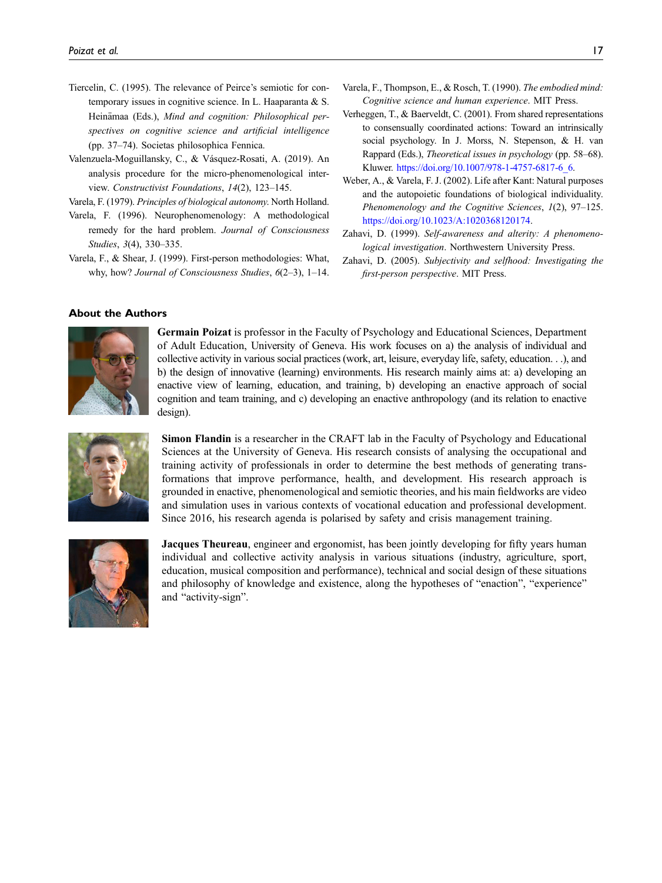Tiercelin, C. (1995). The relevance of Peirce's semiotic for contemporary issues in cognitive science. In L. Haaparanta & S. Heinämaa (Eds.), *Mind and cognition: Philosophical perspectives on cognitive science and artificial intelligence* (pp. 37–74). Societas philosophica Fennica.

Valenzuela-Moguillansky, C., & Vásquez-Rosati, A. (2019). An analysis procedure for the micro-phenomenological interview. *Constructivist Foundations*, *14*(2), 123–145.

Varela, F. (1979). *Principles of biological autonomy*. North Holland.

Varela, F. (1996). Neurophenomenology: A methodological remedy for the hard problem. *Journal of Consciousness Studies*, *3*(4), 330–335.

Varela, F., & Shear, J. (1999). First-person methodologies: What, why, how? *Journal of Consciousness Studies*, *6*(2–3), 1–14.

Varela, F., Thompson, E., & Rosch, T. (1990). *The embodied mind: Cognitive science and human experience*. MIT Press.

Verheggen, T., & Baerveldt, C. (2001). From shared representations to consensually coordinated actions: Toward an intrinsically social psychology. In J. Morss, N. Stepenson, & H. van Rappard (Eds.), *Theoretical issues in psychology* (pp. 58–68). Kluwer. https://doi.org/10.1007/978-1-4757-6817-6_6.

Weber, A., & Varela, F. J. (2002). Life after Kant: Natural purposes and the autopoietic foundations of biological individuality. *Phenomenology and the Cognitive Sciences*, *1*(2), 97–125. https://doi.org/10.1023/A:1020368120174.

Zahavi, D. (1999). *Self-awareness and alterity: A phenomenological investigation*. Northwestern University Press.

Zahavi, D. (2005). *Subjectivity and selfhood: Investigating the first-person perspective*. MIT Press.

## About the Authors

**Germain Poizat** is professor in the Faculty of Psychology and Educational Sciences, Department of Adult Education, University of Geneva. His work focuses on a) the analysis of individual and collective activity in various social practices (work, art, leisure, everyday life, safety, education. . .), and b) the design of innovative (learning) environments. His research mainly aims at: a) developing an enactive view of learning, education, and training, b) developing an enactive approach of social cognition and team training, and c) developing an enactive anthropology (and its relation to enactive design).

**Simon Flandin** is a researcher in the CRAFT lab in the Faculty of Psychology and Educational Sciences at the University of Geneva. His research consists of analysing the occupational and training activity of professionals in order to determine the best methods of generating transformations that improve performance, health, and development. His research approach is grounded in enactive, phenomenological and semiotic theories, and his main fieldworks are video and simulation uses in various contexts of vocational education and professional development. Since 2016, his research agenda is polarised by safety and crisis management training.

**Jacques Theureau**, engineer and ergonomist, has been jointly developing for fifty years human individual and collective activity analysis in various situations (industry, agriculture, sport, education, musical composition and performance), technical and social design of these situations and philosophy of knowledge and existence, along the hypotheses of "enaction", "experience" and "activity-sign".